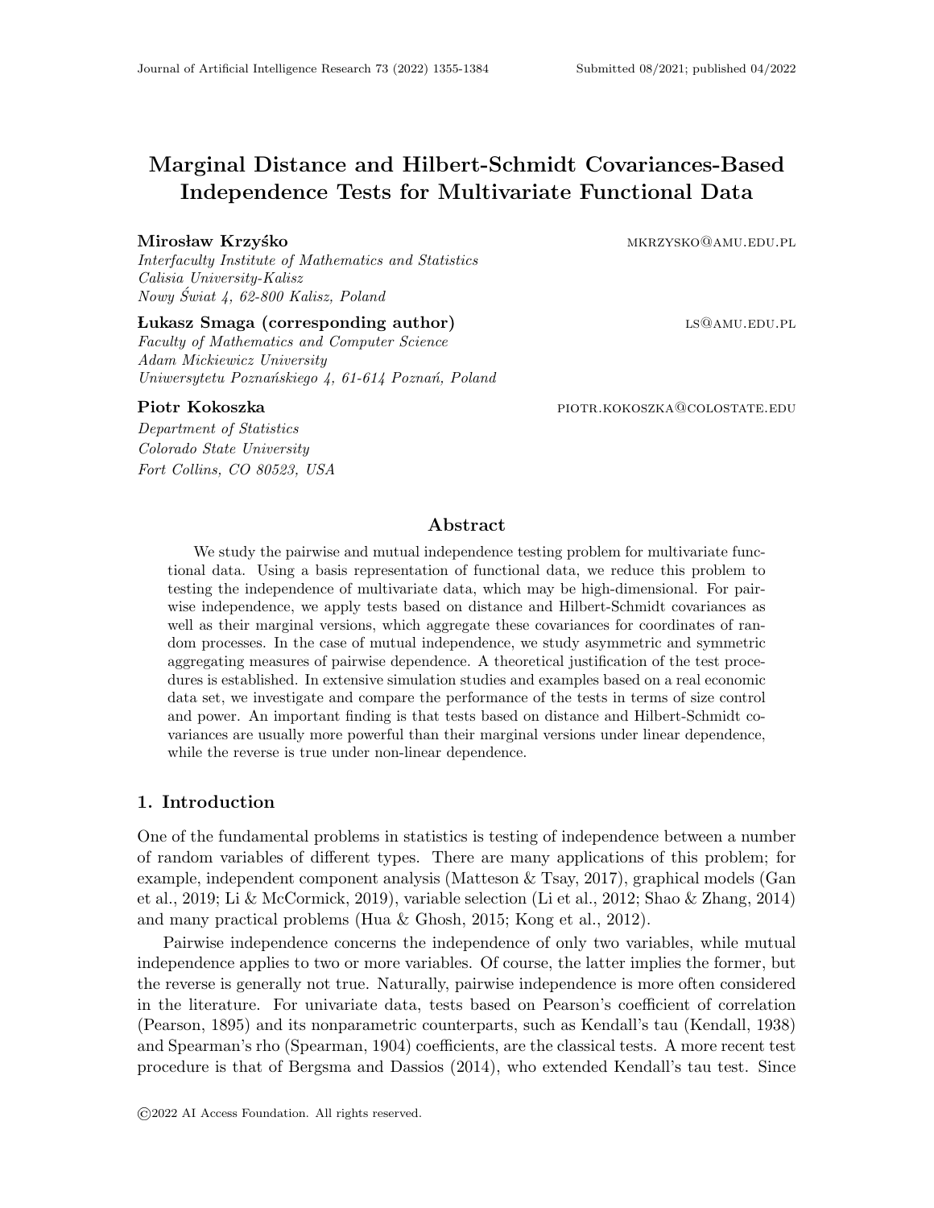# Marginal Distance and Hilbert-Schmidt Covariances-Based Independence Tests for Multivariate Functional Data

**Mirosław Krzyśko** MKRZYSKO@AMU.EDU.PL

*Interfaculty Institute of Mathematics and Statistics*
*Calisia University-Kalisz*
*Nowy Świat 4, 62-800 Kalisz, Poland*

**Łukasz Smaga (corresponding author)** LS@AMU.EDU.PL

*Faculty of Mathematics and Computer Science*
*Adam Mickiewicz University*
*Uniwersytetu Poznańskiego 4, 61-614 Poznań, Poland*

**Piotr Kokoszka** PIOTR.KOKOSZKA@COLOSTATE.EDU

*Department of Statistics*
*Colorado State University*
*Fort Collins, CO 80523, USA*

## Abstract

We study the pairwise and mutual independence testing problem for multivariate functional data. Using a basis representation of functional data, we reduce this problem to testing the independence of multivariate data, which may be high-dimensional. For pairwise independence, we apply tests based on distance and Hilbert-Schmidt covariances as well as their marginal versions, which aggregate these covariances for coordinates of random processes. In the case of mutual independence, we study asymmetric and symmetric aggregating measures of pairwise dependence. A theoretical justification of the test procedures is established. In extensive simulation studies and examples based on a real economic data set, we investigate and compare the performance of the tests in terms of size control and power. An important finding is that tests based on distance and Hilbert-Schmidt covariances are usually more powerful than their marginal versions under linear dependence, while the reverse is true under non-linear dependence.

## 1. Introduction

One of the fundamental problems in statistics is testing of independence between a number of random variables of different types. There are many applications of this problem; for example, independent component analysis (Matteson & Tsay, 2017), graphical models (Gan et al., 2019; Li & McCormick, 2019), variable selection (Li et al., 2012; Shao & Zhang, 2014) and many practical problems (Hua & Ghosh, 2015; Kong et al., 2012).

Pairwise independence concerns the independence of only two variables, while mutual independence applies to two or more variables. Of course, the latter implies the former, but the reverse is generally not true. Naturally, pairwise independence is more often considered in the literature. For univariate data, tests based on Pearson's coefficient of correlation (Pearson, 1895) and its nonparametric counterparts, such as Kendall's tau (Kendall, 1938) and Spearman's rho (Spearman, 1904) coefficients, are the classical tests. A more recent test procedure is that of Bergsma and Dassios (2014), who extended Kendall's tau test. Since

©2022 AI Access Foundation. All rights reserved.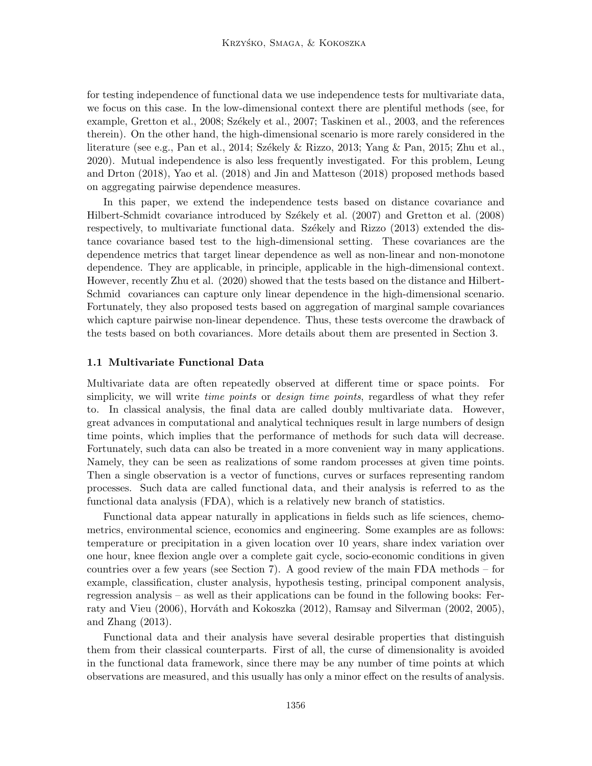for testing independence of functional data we use independence tests for multivariate data, we focus on this case. In the low-dimensional context there are plentiful methods (see, for example, Gretton et al., 2008; Székely et al., 2007; Taskinen et al., 2003, and the references therein). On the other hand, the high-dimensional scenario is more rarely considered in the literature (see e.g., Pan et al., 2014; Székely & Rizzo, 2013; Yang & Pan, 2015; Zhu et al., 2020). Mutual independence is also less frequently investigated. For this problem, Leung and Drton (2018), Yao et al. (2018) and Jin and Matteson (2018) proposed methods based on aggregating pairwise dependence measures.

In this paper, we extend the independence tests based on distance covariance and Hilbert-Schmidt covariance introduced by Székely et al. (2007) and Gretton et al. (2008) respectively, to multivariate functional data. Székely and Rizzo (2013) extended the distance covariance based test to the high-dimensional setting. These covariances are the dependence metrics that target linear dependence as well as non-linear and non-monotone dependence. They are applicable, in principle, applicable in the high-dimensional context. However, recently Zhu et al. (2020) showed that the tests based on the distance and Hilbert-Schmid covariances can capture only linear dependence in the high-dimensional scenario. Fortunately, they also proposed tests based on aggregation of marginal sample covariances which capture pairwise non-linear dependence. Thus, these tests overcome the drawback of the tests based on both covariances. More details about them are presented in Section 3.

### 1.1 Multivariate Functional Data

Multivariate data are often repeatedly observed at different time or space points. For simplicity, we will write *time points* or *design time points*, regardless of what they refer to. In classical analysis, the final data are called doubly multivariate data. However, great advances in computational and analytical techniques result in large numbers of design time points, which implies that the performance of methods for such data will decrease. Fortunately, such data can also be treated in a more convenient way in many applications. Namely, they can be seen as realizations of some random processes at given time points. Then a single observation is a vector of functions, curves or surfaces representing random processes. Such data are called functional data, and their analysis is referred to as the functional data analysis (FDA), which is a relatively new branch of statistics.

Functional data appear naturally in applications in fields such as life sciences, chemometrics, environmental science, economics and engineering. Some examples are as follows: temperature or precipitation in a given location over 10 years, share index variation over one hour, knee flexion angle over a complete gait cycle, socio-economic conditions in given countries over a few years (see Section 7). A good review of the main FDA methods – for example, classification, cluster analysis, hypothesis testing, principal component analysis, regression analysis – as well as their applications can be found in the following books: Ferraty and Vieu (2006), Horváth and Kokoszka (2012), Ramsay and Silverman (2002, 2005), and Zhang (2013).

Functional data and their analysis have several desirable properties that distinguish them from their classical counterparts. First of all, the curse of dimensionality is avoided in the functional data framework, since there may be any number of time points at which observations are measured, and this usually has only a minor effect on the results of analysis.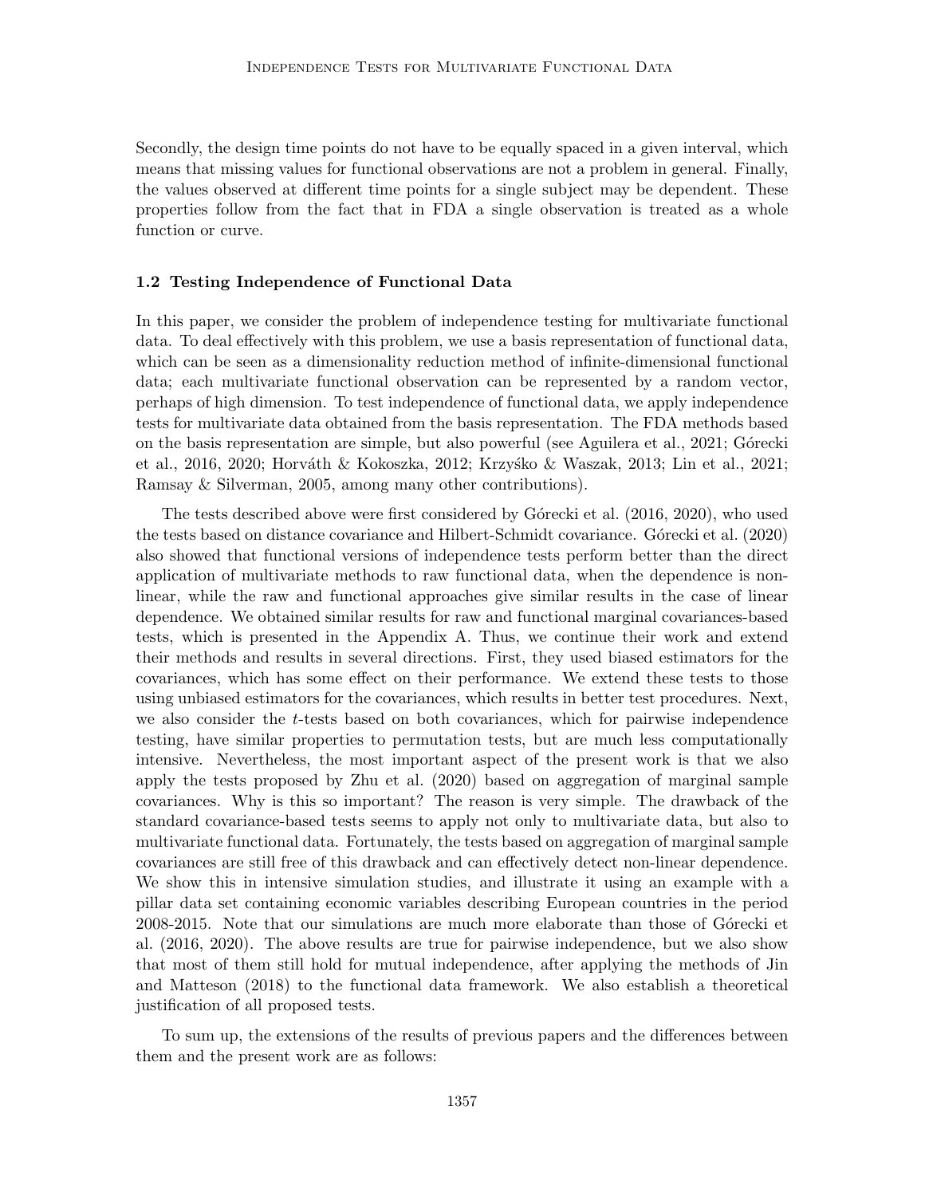Secondly, the design time points do not have to be equally spaced in a given interval, which means that missing values for functional observations are not a problem in general. Finally, the values observed at different time points for a single subject may be dependent. These properties follow from the fact that in FDA a single observation is treated as a whole function or curve.

### 1.2 Testing Independence of Functional Data

In this paper, we consider the problem of independence testing for multivariate functional data. To deal effectively with this problem, we use a basis representation of functional data, which can be seen as a dimensionality reduction method of infinite-dimensional functional data; each multivariate functional observation can be represented by a random vector, perhaps of high dimension. To test independence of functional data, we apply independence tests for multivariate data obtained from the basis representation. The FDA methods based on the basis representation are simple, but also powerful (see Aguilera et al., 2021; Górecki et al., 2016, 2020; Horváth & Kokoszka, 2012; Krzyśko & Waszak, 2013; Lin et al., 2021; Ramsay & Silverman, 2005, among many other contributions).

The tests described above were first considered by Górecki et al. (2016, 2020), who used the tests based on distance covariance and Hilbert-Schmidt covariance. Górecki et al. (2020) also showed that functional versions of independence tests perform better than the direct application of multivariate methods to raw functional data, when the dependence is non-linear, while the raw and functional approaches give similar results in the case of linear dependence. We obtained similar results for raw and functional marginal covariances-based tests, which is presented in the Appendix A. Thus, we continue their work and extend their methods and results in several directions. First, they used biased estimators for the covariances, which has some effect on their performance. We extend these tests to those using unbiased estimators for the covariances, which results in better test procedures. Next, we also consider the $t$-tests based on both covariances, which for pairwise independence testing, have similar properties to permutation tests, but are much less computationally intensive. Nevertheless, the most important aspect of the present work is that we also apply the tests proposed by Zhu et al. (2020) based on aggregation of marginal sample covariances. Why is this so important? The reason is very simple. The drawback of the standard covariance-based tests seems to apply not only to multivariate data, but also to multivariate functional data. Fortunately, the tests based on aggregation of marginal sample covariances are still free of this drawback and can effectively detect non-linear dependence. We show this in intensive simulation studies, and illustrate it using an example with a pillar data set containing economic variables describing European countries in the period 2008-2015. Note that our simulations are much more elaborate than those of Górecki et al. (2016, 2020). The above results are true for pairwise independence, but we also show that most of them still hold for mutual independence, after applying the methods of Jin and Matteson (2018) to the functional data framework. We also establish a theoretical justification of all proposed tests.

To sum up, the extensions of the results of previous papers and the differences between them and the present work are as follows: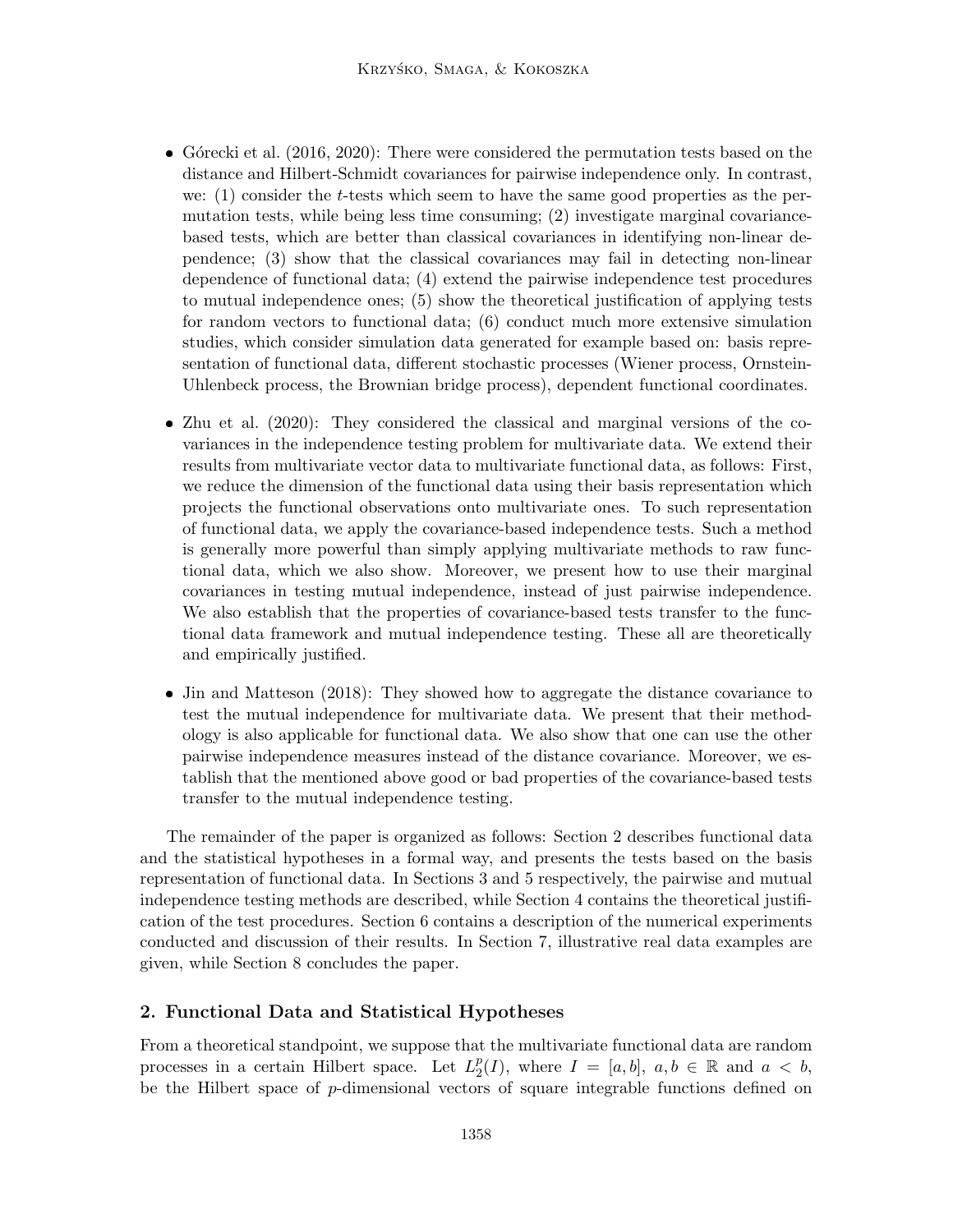- Górecki et al. (2016, 2020): There were considered the permutation tests based on the distance and Hilbert-Schmidt covariances for pairwise independence only. In contrast, we: (1) consider the $t$-tests which seem to have the same good properties as the permutation tests, while being less time consuming; (2) investigate marginal covariance-based tests, which are better than classical covariances in identifying non-linear dependence; (3) show that the classical covariances may fail in detecting non-linear dependence of functional data; (4) extend the pairwise independence test procedures to mutual independence ones; (5) show the theoretical justification of applying tests for random vectors to functional data; (6) conduct much more extensive simulation studies, which consider simulation data generated for example based on: basis representation of functional data, different stochastic processes (Wiener process, Ornstein-Uhlenbeck process, the Brownian bridge process), dependent functional coordinates.

- Zhu et al. (2020): They considered the classical and marginal versions of the covariances in the independence testing problem for multivariate data. We extend their results from multivariate vector data to multivariate functional data, as follows: First, we reduce the dimension of the functional data using their basis representation which projects the functional observations onto multivariate ones. To such representation of functional data, we apply the covariance-based independence tests. Such a method is generally more powerful than simply applying multivariate methods to raw functional data, which we also show. Moreover, we present how to use their marginal covariances in testing mutual independence, instead of just pairwise independence. We also establish that the properties of covariance-based tests transfer to the functional data framework and mutual independence testing. These all are theoretically and empirically justified.

- Jin and Matteson (2018): They showed how to aggregate the distance covariance to test the mutual independence for multivariate data. We present that their methodology is also applicable for functional data. We also show that one can use the other pairwise independence measures instead of the distance covariance. Moreover, we establish that the mentioned above good or bad properties of the covariance-based tests transfer to the mutual independence testing.

The remainder of the paper is organized as follows: Section 2 describes functional data and the statistical hypotheses in a formal way, and presents the tests based on the basis representation of functional data. In Sections 3 and 5 respectively, the pairwise and mutual independence testing methods are described, while Section 4 contains the theoretical justification of the test procedures. Section 6 contains a description of the numerical experiments conducted and discussion of their results. In Section 7, illustrative real data examples are given, while Section 8 concludes the paper.

## 2. Functional Data and Statistical Hypotheses

From a theoretical standpoint, we suppose that the multivariate functional data are random processes in a certain Hilbert space. Let $L_2^p(I)$, where $I = [a, b]$, $a, b \in \mathbb{R}$ and $a < b$, be the Hilbert space of $p$-dimensional vectors of square integrable functions defined on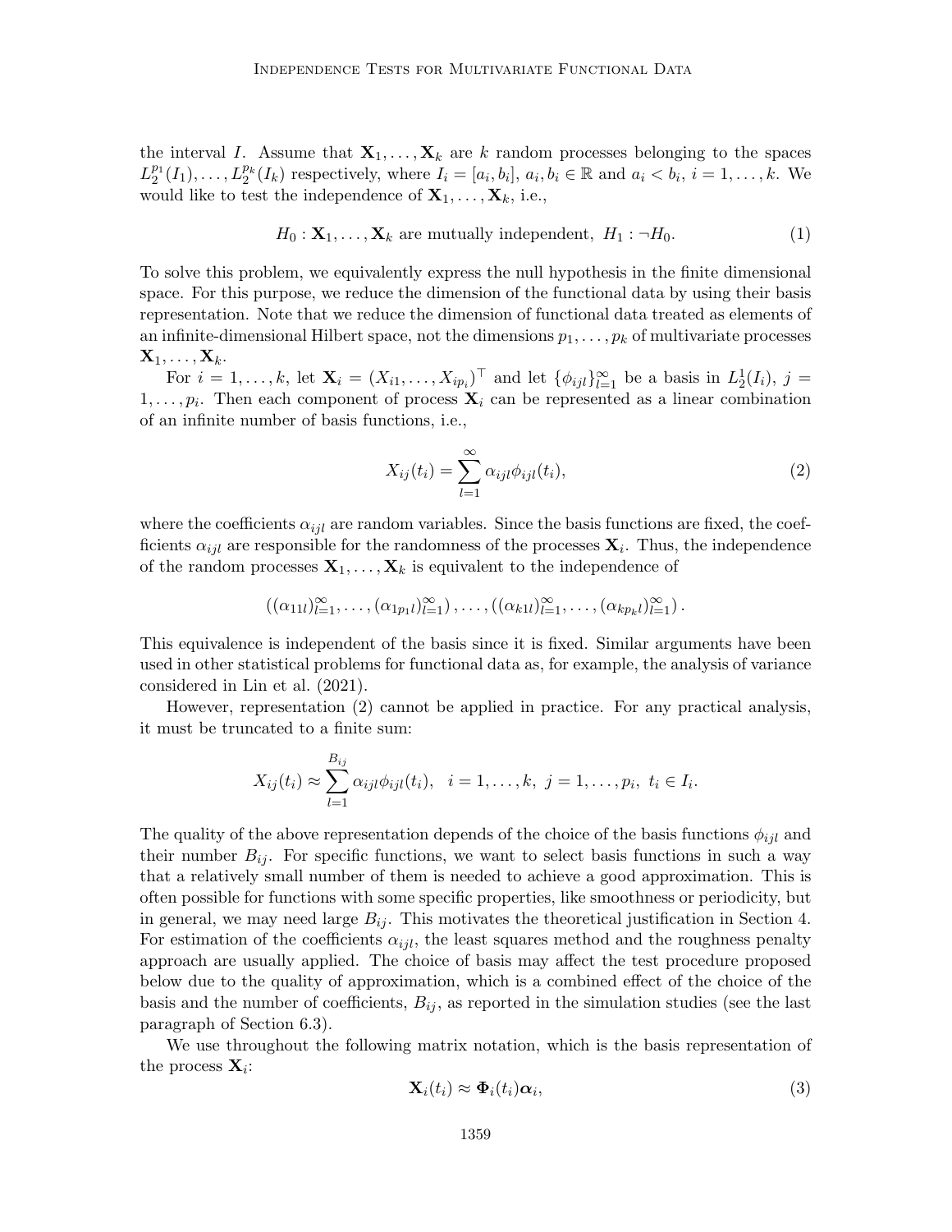the interval $I$. Assume that $\mathbf{X}_1, \ldots, \mathbf{X}_k$ are $k$ random processes belonging to the spaces $L_2^{p_1}(I_1), \ldots, L_2^{p_k}(I_k)$ respectively, where $I_i = [a_i, b_i]$, $a_i, b_i \in \mathbb{R}$ and $a_i < b_i$, $i = 1, \ldots, k$. We would like to test the independence of $\mathbf{X}_1, \ldots, \mathbf{X}_k$, i.e.,

$$H_0 : \mathbf{X}_1, \ldots, \mathbf{X}_k \text{ are mutually independent}, \ H_1 : \neg H_0. \tag{1}$$

To solve this problem, we equivalently express the null hypothesis in the finite dimensional space. For this purpose, we reduce the dimension of the functional data by using their basis representation. Note that we reduce the dimension of functional data treated as elements of an infinite-dimensional Hilbert space, not the dimensions $p_1, \ldots, p_k$ of multivariate processes $\mathbf{X}_1, \ldots, \mathbf{X}_k$.

For $i = 1, \ldots, k$, let $\mathbf{X}_i = (X_{i1}, \ldots, X_{ip_i})^\top$ and let $\{\phi_{ijl}\}_{l=1}^\infty$ be a basis in $L_2^1(I_i)$, $j = 1, \ldots, p_i$. Then each component of process $\mathbf{X}_i$ can be represented as a linear combination of an infinite number of basis functions, i.e.,

$$X_{ij}(t_i) = \sum_{l=1}^{\infty} \alpha_{ijl} \phi_{ijl}(t_i), \tag{2}$$

where the coefficients $\alpha_{ijl}$ are random variables. Since the basis functions are fixed, the coefficients $\alpha_{ijl}$ are responsible for the randomness of the processes $\mathbf{X}_i$. Thus, the independence of the random processes $\mathbf{X}_1, \ldots, \mathbf{X}_k$ is equivalent to the independence of

$$\left((\alpha_{11l})_{l=1}^\infty, \ldots, (\alpha_{1p_1l})_{l=1}^\infty\right), \ldots, \left((\alpha_{k1l})_{l=1}^\infty, \ldots, (\alpha_{kp_kl})_{l=1}^\infty\right).$$

This equivalence is independent of the basis since it is fixed. Similar arguments have been used in other statistical problems for functional data as, for example, the analysis of variance considered in Lin et al. (2021).

However, representation (2) cannot be applied in practice. For any practical analysis, it must be truncated to a finite sum:

$$X_{ij}(t_i) \approx \sum_{l=1}^{B_{ij}} \alpha_{ijl} \phi_{ijl}(t_i), \quad i = 1, \ldots, k, \ j = 1, \ldots, p_i, \ t_i \in I_i.$$

The quality of the above representation depends of the choice of the basis functions $\phi_{ijl}$ and their number $B_{ij}$. For specific functions, we want to select basis functions in such a way that a relatively small number of them is needed to achieve a good approximation. This is often possible for functions with some specific properties, like smoothness or periodicity, but in general, we may need large $B_{ij}$. This motivates the theoretical justification in Section 4. For estimation of the coefficients $\alpha_{ijl}$, the least squares method and the roughness penalty approach are usually applied. The choice of basis may affect the test procedure proposed below due to the quality of approximation, which is a combined effect of the choice of the basis and the number of coefficients, $B_{ij}$, as reported in the simulation studies (see the last paragraph of Section 6.3).

We use throughout the following matrix notation, which is the basis representation of the process $\mathbf{X}_i$:

$$\mathbf{X}_i(t_i) \approx \mathbf{\Phi}_i(t_i) \boldsymbol{\alpha}_i, \tag{3}$$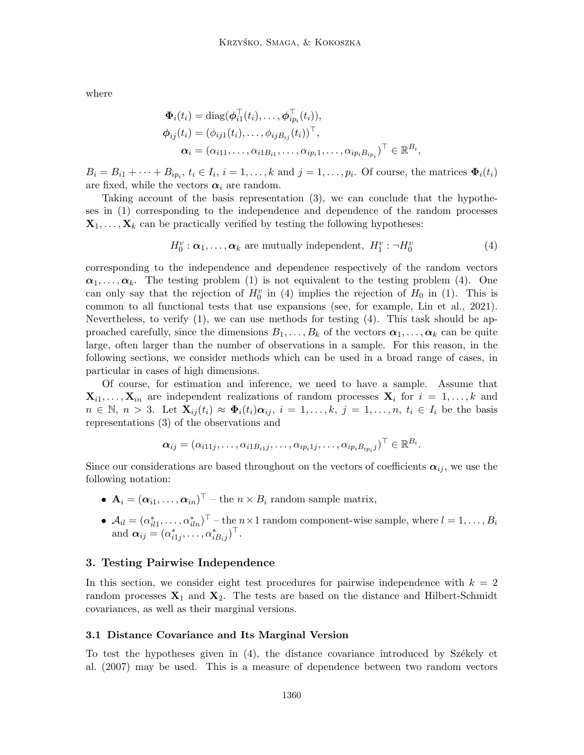where

$$
\begin{aligned}
\mathbf{\Phi}_i(t_i) &= \operatorname{diag}(\boldsymbol{\phi}_{i1}^\top(t_i), \ldots, \boldsymbol{\phi}_{ip_i}^\top(t_i)), \\
\boldsymbol{\phi}_{ij}(t_i) &= (\phi_{ij1}(t_i), \ldots, \phi_{ijB_{ij}}(t_i))^\top, \\
\boldsymbol{\alpha}_i &= (\alpha_{i11}, \ldots, \alpha_{i1B_{i1}}, \ldots, \alpha_{ip_i1}, \ldots, \alpha_{ip_iB_{ip_i}})^\top \in \mathbb{R}^{B_i},
\end{aligned}
$$

$B_i = B_{i1} + \cdots + B_{ip_i}$, $t_i \in I_i$, $i = 1, \ldots, k$ and $j = 1, \ldots, p_i$. Of course, the matrices $\mathbf{\Phi}_i(t_i)$ are fixed, while the vectors $\boldsymbol{\alpha}_i$ are random.

Taking account of the basis representation (3), we can conclude that the hypotheses in (1) corresponding to the independence and dependence of the random processes $\mathbf{X}_1, \ldots, \mathbf{X}_k$ can be practically verified by testing the following hypotheses:

$$
H_0^v : \boldsymbol{\alpha}_1, \ldots, \boldsymbol{\alpha}_k \text{ are mutually independent}, \;\; H_1^v : \neg H_0^v \tag{4}
$$

corresponding to the independence and dependence respectively of the random vectors $\boldsymbol{\alpha}_1, \ldots, \boldsymbol{\alpha}_k$. The testing problem (1) is not equivalent to the testing problem (4). One can only say that the rejection of $H_0^v$ in (4) implies the rejection of $H_0$ in (1). This is common to all functional tests that use expansions (see, for example, Lin et al., 2021). Nevertheless, to verify (1), we can use methods for testing (4). This task should be approached carefully, since the dimensions $B_1, \ldots, B_k$ of the vectors $\boldsymbol{\alpha}_1, \ldots, \boldsymbol{\alpha}_k$ can be quite large, often larger than the number of observations in a sample. For this reason, in the following sections, we consider methods which can be used in a broad range of cases, in particular in cases of high dimensions.

Of course, for estimation and inference, we need to have a sample. Assume that $\mathbf{X}_{i1}, \ldots, \mathbf{X}_{in}$ are independent realizations of random processes $\mathbf{X}_i$ for $i = 1, \ldots, k$ and $n \in \mathbb{N}$, $n > 3$. Let $\mathbf{X}_{ij}(t_i) \approx \mathbf{\Phi}_i(t_i)\boldsymbol{\alpha}_{ij}$, $i = 1, \ldots, k$, $j = 1, \ldots, n$, $t_i \in I_i$ be the basis representations (3) of the observations and

$$
\boldsymbol{\alpha}_{ij} = (\alpha_{i11j}, \ldots, \alpha_{i1B_{i1}j}, \ldots, \alpha_{ip_i1j}, \ldots, \alpha_{ip_iB_{ip_i}j})^\top \in \mathbb{R}^{B_i}.
$$

Since our considerations are based throughout on the vectors of coefficients $\boldsymbol{\alpha}_{ij}$, we use the following notation:

- $\mathbf{A}_i = (\boldsymbol{\alpha}_{i1}, \ldots, \boldsymbol{\alpha}_{in})^\top$ – the $n \times B_i$ random sample matrix,
- $\mathcal{A}_{il} = (\alpha_{il1}^*, \ldots, \alpha_{iln}^*)^\top$ – the $n \times 1$ random component-wise sample, where $l = 1, \ldots, B_i$ and $\boldsymbol{\alpha}_{ij} = (\alpha_{i1j}^*, \ldots, \alpha_{iB_ij}^*)^\top$.

## 3. Testing Pairwise Independence

In this section, we consider eight test procedures for pairwise independence with $k = 2$ random processes $\mathbf{X}_1$ and $\mathbf{X}_2$. The tests are based on the distance and Hilbert-Schmidt covariances, as well as their marginal versions.

### 3.1 Distance Covariance and Its Marginal Version

To test the hypotheses given in (4), the distance covariance introduced by Székely et al. (2007) may be used. This is a measure of dependence between two random vectors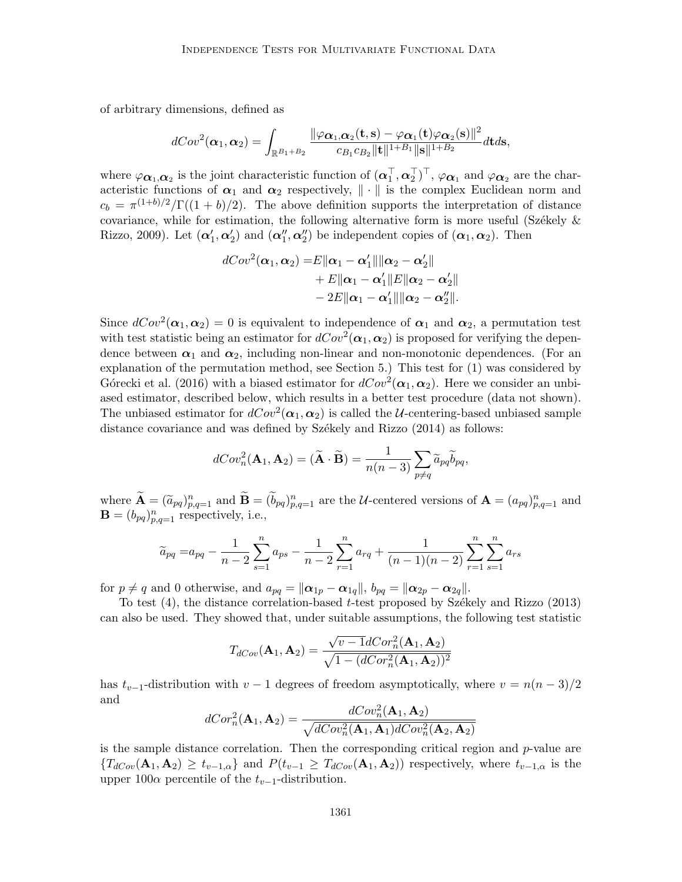of arbitrary dimensions, defined as

$$dCov^2(\boldsymbol{\alpha}_1, \boldsymbol{\alpha}_2) = \int_{\mathbb{R}^{B_1+B_2}} \frac{\|\varphi_{\boldsymbol{\alpha}_1,\boldsymbol{\alpha}_2}(\mathbf{t},\mathbf{s}) - \varphi_{\boldsymbol{\alpha}_1}(\mathbf{t})\varphi_{\boldsymbol{\alpha}_2}(\mathbf{s})\|^2}{c_{B_1}c_{B_2}\|\mathbf{t}\|^{1+B_1}\|\mathbf{s}\|^{1+B_2}} d\mathbf{t}d\mathbf{s},$$

where $\varphi_{\boldsymbol{\alpha}_1,\boldsymbol{\alpha}_2}$ is the joint characteristic function of $(\boldsymbol{\alpha}_1^\top, \boldsymbol{\alpha}_2^\top)^\top$, $\varphi_{\boldsymbol{\alpha}_1}$ and $\varphi_{\boldsymbol{\alpha}_2}$ are the characteristic functions of $\boldsymbol{\alpha}_1$ and $\boldsymbol{\alpha}_2$ respectively, $\|\cdot\|$ is the complex Euclidean norm and $c_b = \pi^{(1+b)/2}/\Gamma((1+b)/2)$. The above definition supports the interpretation of distance covariance, while for estimation, the following alternative form is more useful (Székely & Rizzo, 2009). Let $(\boldsymbol{\alpha}_1', \boldsymbol{\alpha}_2')$ and $(\boldsymbol{\alpha}_1'', \boldsymbol{\alpha}_2'')$ be independent copies of $(\boldsymbol{\alpha}_1, \boldsymbol{\alpha}_2)$. Then

$$\begin{aligned} dCov^2(\boldsymbol{\alpha}_1, \boldsymbol{\alpha}_2) =& E\|\boldsymbol{\alpha}_1 - \boldsymbol{\alpha}_1'\|\|\boldsymbol{\alpha}_2 - \boldsymbol{\alpha}_2'\| \\ &+ E\|\boldsymbol{\alpha}_1 - \boldsymbol{\alpha}_1'\|E\|\boldsymbol{\alpha}_2 - \boldsymbol{\alpha}_2'\| \\ &- 2E\|\boldsymbol{\alpha}_1 - \boldsymbol{\alpha}_1'\|\|\boldsymbol{\alpha}_2 - \boldsymbol{\alpha}_2''\|. \end{aligned}$$

Since $dCov^2(\boldsymbol{\alpha}_1, \boldsymbol{\alpha}_2) = 0$ is equivalent to independence of $\boldsymbol{\alpha}_1$ and $\boldsymbol{\alpha}_2$, a permutation test with test statistic being an estimator for $dCov^2(\boldsymbol{\alpha}_1, \boldsymbol{\alpha}_2)$ is proposed for verifying the dependence between $\boldsymbol{\alpha}_1$ and $\boldsymbol{\alpha}_2$, including non-linear and non-monotonic dependences. (For an explanation of the permutation method, see Section 5.) This test for (1) was considered by Górecki et al. (2016) with a biased estimator for $dCov^2(\boldsymbol{\alpha}_1, \boldsymbol{\alpha}_2)$. Here we consider an unbiased estimator, described below, which results in a better test procedure (data not shown). The unbiased estimator for $dCov^2(\boldsymbol{\alpha}_1, \boldsymbol{\alpha}_2)$ is called the $\mathcal{U}$-centering-based unbiased sample distance covariance and was defined by Székely and Rizzo (2014) as follows:

$$dCov_n^2(\mathbf{A}_1, \mathbf{A}_2) = (\widetilde{\mathbf{A}} \cdot \widetilde{\mathbf{B}}) = \frac{1}{n(n-3)} \sum_{p \neq q} \widetilde{a}_{pq}\widetilde{b}_{pq},$$

where $\widetilde{\mathbf{A}} = (\widetilde{a}_{pq})_{p,q=1}^n$ and $\widetilde{\mathbf{B}} = (\widetilde{b}_{pq})_{p,q=1}^n$ are the $\mathcal{U}$-centered versions of $\mathbf{A} = (a_{pq})_{p,q=1}^n$ and $\mathbf{B} = (b_{pq})_{p,q=1}^n$ respectively, i.e.,

$$\widetilde{a}_{pq} = a_{pq} - \frac{1}{n-2}\sum_{s=1}^n a_{ps} - \frac{1}{n-2}\sum_{r=1}^n a_{rq} + \frac{1}{(n-1)(n-2)}\sum_{r=1}^n\sum_{s=1}^n a_{rs}$$

for $p \neq q$ and 0 otherwise, and $a_{pq} = \|\boldsymbol{\alpha}_{1p} - \boldsymbol{\alpha}_{1q}\|$, $b_{pq} = \|\boldsymbol{\alpha}_{2p} - \boldsymbol{\alpha}_{2q}\|$.

To test (4), the distance correlation-based $t$-test proposed by Székely and Rizzo (2013) can also be used. They showed that, under suitable assumptions, the following test statistic

$$T_{dCov}(\mathbf{A}_1, \mathbf{A}_2) = \frac{\sqrt{v-1}\,dCor_n^2(\mathbf{A}_1, \mathbf{A}_2)}{\sqrt{1 - (dCor_n^2(\mathbf{A}_1, \mathbf{A}_2))^2}}$$

has $t_{v-1}$-distribution with $v-1$ degrees of freedom asymptotically, where $v = n(n-3)/2$ and

$$dCor_n^2(\mathbf{A}_1, \mathbf{A}_2) = \frac{dCov_n^2(\mathbf{A}_1, \mathbf{A}_2)}{\sqrt{dCov_n^2(\mathbf{A}_1, \mathbf{A}_1)dCov_n^2(\mathbf{A}_2, \mathbf{A}_2)}}$$

is the sample distance correlation. Then the corresponding critical region and $p$-value are $\{T_{dCov}(\mathbf{A}_1, \mathbf{A}_2) \geq t_{v-1,\alpha}\}$ and $P(t_{v-1} \geq T_{dCov}(\mathbf{A}_1, \mathbf{A}_2))$ respectively, where $t_{v-1,\alpha}$ is the upper $100\alpha$ percentile of the $t_{v-1}$-distribution.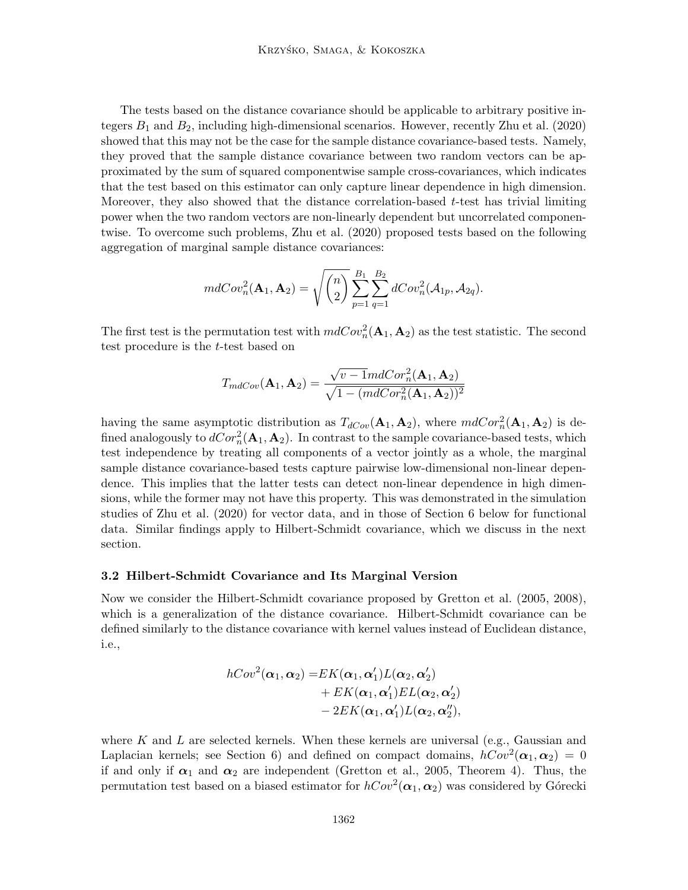The tests based on the distance covariance should be applicable to arbitrary positive integers $B_1$ and $B_2$, including high-dimensional scenarios. However, recently Zhu et al. (2020) showed that this may not be the case for the sample distance covariance-based tests. Namely, they proved that the sample distance covariance between two random vectors can be approximated by the sum of squared componentwise sample cross-covariances, which indicates that the test based on this estimator can only capture linear dependence in high dimension. Moreover, they also showed that the distance correlation-based $t$-test has trivial limiting power when the two random vectors are non-linearly dependent but uncorrelated componentwise. To overcome such problems, Zhu et al. (2020) proposed tests based on the following aggregation of marginal sample distance covariances:

$$mdCov_n^2(\mathbf{A}_1, \mathbf{A}_2) = \sqrt{\binom{n}{2}} \sum_{p=1}^{B_1} \sum_{q=1}^{B_2} dCov_n^2(\mathcal{A}_{1p}, \mathcal{A}_{2q}).$$

The first test is the permutation test with $mdCov_n^2(\mathbf{A}_1, \mathbf{A}_2)$ as the test statistic. The second test procedure is the $t$-test based on

$$T_{mdCov}(\mathbf{A}_1, \mathbf{A}_2) = \frac{\sqrt{v-1}\, mdCor_n^2(\mathbf{A}_1, \mathbf{A}_2)}{\sqrt{1 - (mdCor_n^2(\mathbf{A}_1, \mathbf{A}_2))^2}}$$

having the same asymptotic distribution as $T_{dCov}(\mathbf{A}_1, \mathbf{A}_2)$, where $mdCor_n^2(\mathbf{A}_1, \mathbf{A}_2)$ is defined analogously to $dCor_n^2(\mathbf{A}_1, \mathbf{A}_2)$. In contrast to the sample covariance-based tests, which test independence by treating all components of a vector jointly as a whole, the marginal sample distance covariance-based tests capture pairwise low-dimensional non-linear dependence. This implies that the latter tests can detect non-linear dependence in high dimensions, while the former may not have this property. This was demonstrated in the simulation studies of Zhu et al. (2020) for vector data, and in those of Section 6 below for functional data. Similar findings apply to Hilbert-Schmidt covariance, which we discuss in the next section.

### 3.2 Hilbert-Schmidt Covariance and Its Marginal Version

Now we consider the Hilbert-Schmidt covariance proposed by Gretton et al. (2005, 2008), which is a generalization of the distance covariance. Hilbert-Schmidt covariance can be defined similarly to the distance covariance with kernel values instead of Euclidean distance, i.e.,

$$\begin{aligned} hCov^2(\boldsymbol{\alpha}_1, \boldsymbol{\alpha}_2) =& EK(\boldsymbol{\alpha}_1, \boldsymbol{\alpha}_1')L(\boldsymbol{\alpha}_2, \boldsymbol{\alpha}_2') \\ &+ EK(\boldsymbol{\alpha}_1, \boldsymbol{\alpha}_1')EL(\boldsymbol{\alpha}_2, \boldsymbol{\alpha}_2') \\ &- 2EK(\boldsymbol{\alpha}_1, \boldsymbol{\alpha}_1')L(\boldsymbol{\alpha}_2, \boldsymbol{\alpha}_2''), \end{aligned}$$

where $K$ and $L$ are selected kernels. When these kernels are universal (e.g., Gaussian and Laplacian kernels; see Section 6) and defined on compact domains, $hCov^2(\boldsymbol{\alpha}_1, \boldsymbol{\alpha}_2) = 0$ if and only if $\boldsymbol{\alpha}_1$ and $\boldsymbol{\alpha}_2$ are independent (Gretton et al., 2005, Theorem 4). Thus, the permutation test based on a biased estimator for $hCov^2(\boldsymbol{\alpha}_1, \boldsymbol{\alpha}_2)$ was considered by Górecki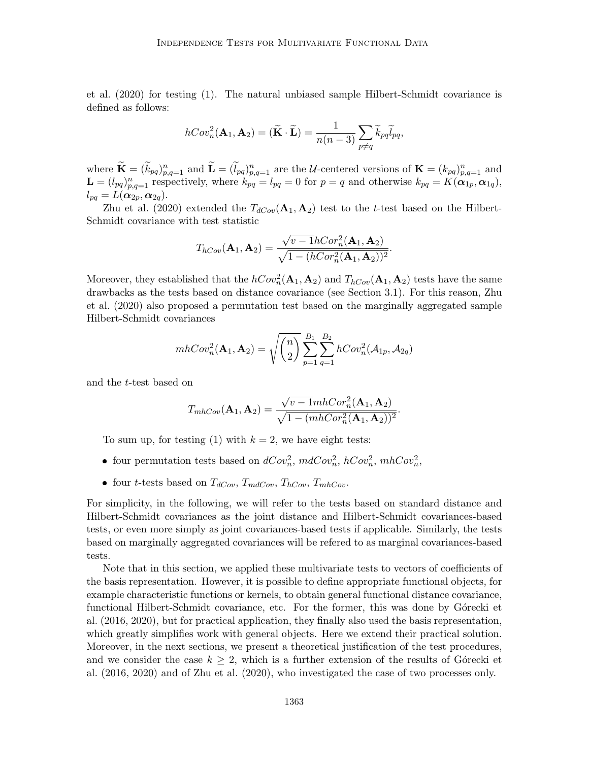et al. (2020) for testing (1). The natural unbiased sample Hilbert-Schmidt covariance is defined as follows:

$$hCov_n^2(\mathbf{A}_1, \mathbf{A}_2) = (\widetilde{\mathbf{K}} \cdot \widetilde{\mathbf{L}}) = \frac{1}{n(n-3)} \sum_{p \neq q} \widetilde{k}_{pq} \widetilde{l}_{pq},$$

where $\widetilde{\mathbf{K}} = (\widetilde{k}_{pq})_{p,q=1}^n$ and $\widetilde{\mathbf{L}} = (\widetilde{l}_{pq})_{p,q=1}^n$ are the $\mathcal{U}$-centered versions of $\mathbf{K} = (k_{pq})_{p,q=1}^n$ and $\mathbf{L} = (l_{pq})_{p,q=1}^n$ respectively, where $k_{pq} = l_{pq} = 0$ for $p = q$ and otherwise $k_{pq} = K(\boldsymbol{\alpha}_{1p}, \boldsymbol{\alpha}_{1q})$, $l_{pq} = L(\boldsymbol{\alpha}_{2p}, \boldsymbol{\alpha}_{2q})$.

Zhu et al. (2020) extended the $T_{dCov}(\mathbf{A}_1, \mathbf{A}_2)$ test to the $t$-test based on the Hilbert-Schmidt covariance with test statistic

$$T_{hCov}(\mathbf{A}_1, \mathbf{A}_2) = \frac{\sqrt{v-1} hCor_n^2(\mathbf{A}_1, \mathbf{A}_2)}{\sqrt{1 - (hCor_n^2(\mathbf{A}_1, \mathbf{A}_2))^2}}.$$

Moreover, they established that the $hCov_n^2(\mathbf{A}_1, \mathbf{A}_2)$ and $T_{hCov}(\mathbf{A}_1, \mathbf{A}_2)$ tests have the same drawbacks as the tests based on distance covariance (see Section 3.1). For this reason, Zhu et al. (2020) also proposed a permutation test based on the marginally aggregated sample Hilbert-Schmidt covariances

$$mhCov_n^2(\mathbf{A}_1, \mathbf{A}_2) = \sqrt{\binom{n}{2}} \sum_{p=1}^{B_1} \sum_{q=1}^{B_2} hCov_n^2(\mathcal{A}_{1p}, \mathcal{A}_{2q})$$

and the $t$-test based on

$$T_{mhCov}(\mathbf{A}_1, \mathbf{A}_2) = \frac{\sqrt{v-1} mhCor_n^2(\mathbf{A}_1, \mathbf{A}_2)}{\sqrt{1 - (mhCor_n^2(\mathbf{A}_1, \mathbf{A}_2))^2}}.$$

To sum up, for testing (1) with $k = 2$, we have eight tests:

- four permutation tests based on $dCov_n^2$, $mdCov_n^2$, $hCov_n^2$, $mhCov_n^2$,
- four $t$-tests based on $T_{dCov}$, $T_{mdCov}$, $T_{hCov}$, $T_{mhCov}$.

For simplicity, in the following, we will refer to the tests based on standard distance and Hilbert-Schmidt covariances as the joint distance and Hilbert-Schmidt covariances-based tests, or even more simply as joint covariances-based tests if applicable. Similarly, the tests based on marginally aggregated covariances will be refered to as marginal covariances-based tests.

Note that in this section, we applied these multivariate tests to vectors of coefficients of the basis representation. However, it is possible to define appropriate functional objects, for example characteristic functions or kernels, to obtain general functional distance covariance, functional Hilbert-Schmidt covariance, etc. For the former, this was done by Górecki et al. (2016, 2020), but for practical application, they finally also used the basis representation, which greatly simplifies work with general objects. Here we extend their practical solution. Moreover, in the next sections, we present a theoretical justification of the test procedures, and we consider the case $k \geq 2$, which is a further extension of the results of Górecki et al. (2016, 2020) and of Zhu et al. (2020), who investigated the case of two processes only.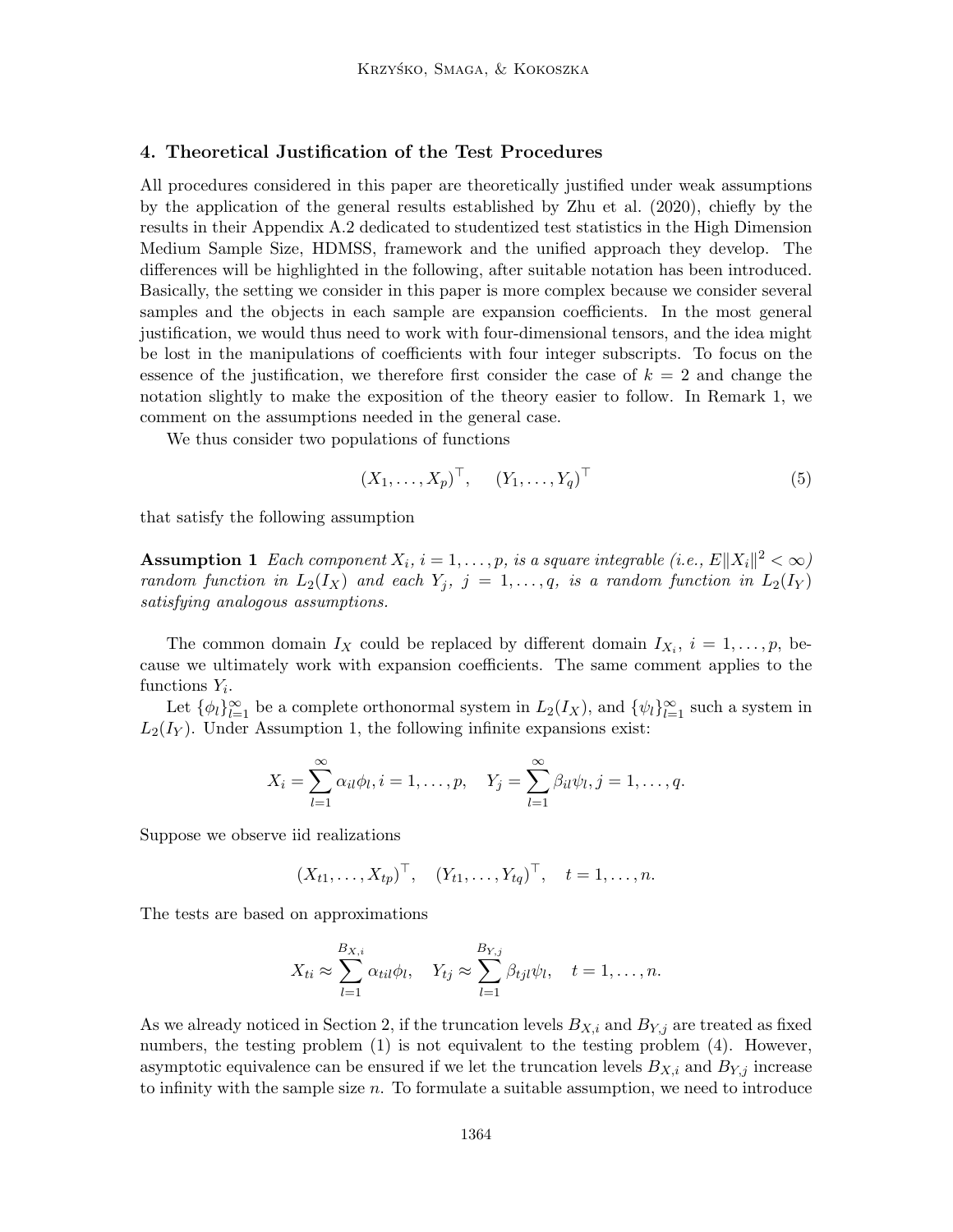## 4. Theoretical Justification of the Test Procedures

All procedures considered in this paper are theoretically justified under weak assumptions by the application of the general results established by Zhu et al. (2020), chiefly by the results in their Appendix A.2 dedicated to studentized test statistics in the High Dimension Medium Sample Size, HDMSS, framework and the unified approach they develop. The differences will be highlighted in the following, after suitable notation has been introduced. Basically, the setting we consider in this paper is more complex because we consider several samples and the objects in each sample are expansion coefficients. In the most general justification, we would thus need to work with four-dimensional tensors, and the idea might be lost in the manipulations of coefficients with four integer subscripts. To focus on the essence of the justification, we therefore first consider the case of $k = 2$ and change the notation slightly to make the exposition of the theory easier to follow. In Remark 1, we comment on the assumptions needed in the general case.

We thus consider two populations of functions

$$(X_1, \ldots, X_p)^\top, \quad (Y_1, \ldots, Y_q)^\top \tag{5}$$

that satisfy the following assumption

**Assumption 1** *Each component $X_i$, $i = 1, \ldots, p$, is a square integrable (i.e., $E\|X_i\|^2 < \infty$) random function in $L_2(I_X)$ and each $Y_j$, $j = 1, \ldots, q$, is a random function in $L_2(I_Y)$ satisfying analogous assumptions.*

The common domain $I_X$ could be replaced by different domain $I_{X_i}$, $i = 1, \ldots, p$, because we ultimately work with expansion coefficients. The same comment applies to the functions $Y_i$.

Let $\{\phi_l\}_{l=1}^\infty$ be a complete orthonormal system in $L_2(I_X)$, and $\{\psi_l\}_{l=1}^\infty$ such a system in $L_2(I_Y)$. Under Assumption 1, the following infinite expansions exist:

$$X_i = \sum_{l=1}^\infty \alpha_{il} \phi_l, i = 1, \ldots, p, \quad Y_j = \sum_{l=1}^\infty \beta_{il} \psi_l, j = 1, \ldots, q.$$

Suppose we observe iid realizations

$$(X_{t1}, \ldots, X_{tp})^\top, \quad (Y_{t1}, \ldots, Y_{tq})^\top, \quad t = 1, \ldots, n.$$

The tests are based on approximations

$$X_{ti} \approx \sum_{l=1}^{B_{X,i}} \alpha_{til} \phi_l, \quad Y_{tj} \approx \sum_{l=1}^{B_{Y,j}} \beta_{tjl} \psi_l, \quad t = 1, \ldots, n.$$

As we already noticed in Section 2, if the truncation levels $B_{X,i}$ and $B_{Y,j}$ are treated as fixed numbers, the testing problem (1) is not equivalent to the testing problem (4). However, asymptotic equivalence can be ensured if we let the truncation levels $B_{X,i}$ and $B_{Y,j}$ increase to infinity with the sample size $n$. To formulate a suitable assumption, we need to introduce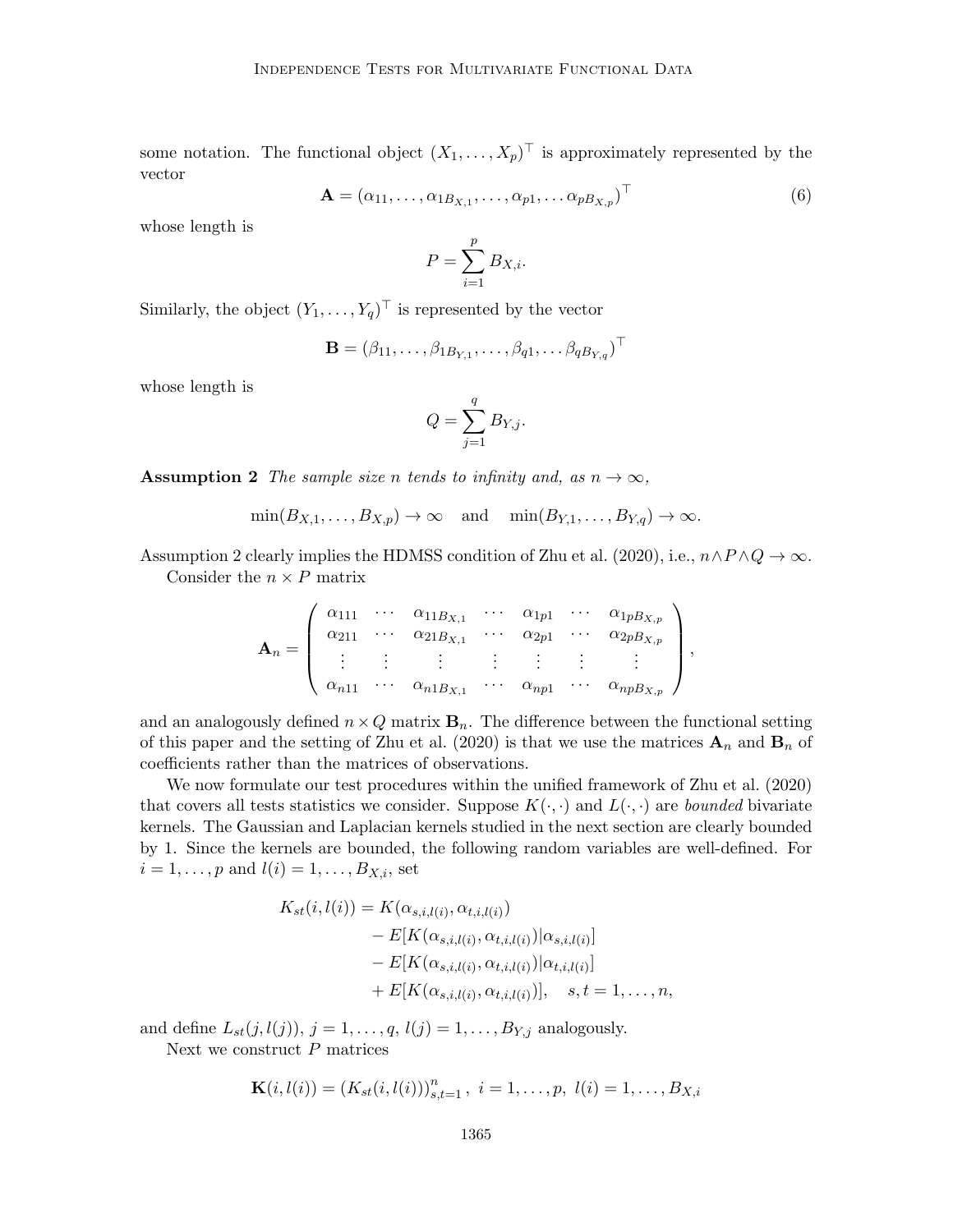some notation. The functional object $(X_1, \ldots, X_p)^\top$ is approximately represented by the vector

$$\mathbf{A} = (\alpha_{11}, \ldots, \alpha_{1B_{X,1}}, \ldots, \alpha_{p1}, \ldots \alpha_{pB_{X,p}})^\top \tag{6}$$

whose length is

$$P = \sum_{i=1}^{p} B_{X,i}.$$

Similarly, the object $(Y_1, \ldots, Y_q)^\top$ is represented by the vector

$$\mathbf{B} = (\beta_{11}, \ldots, \beta_{1B_{Y,1}}, \ldots, \beta_{q1}, \ldots \beta_{qB_{Y,q}})^\top$$

whose length is

$$Q = \sum_{j=1}^{q} B_{Y,j}.$$

**Assumption 2** *The sample size $n$ tends to infinity and, as $n \to \infty$,*

$$\min(B_{X,1}, \ldots, B_{X,p}) \to \infty \quad \text{and} \quad \min(B_{Y,1}, \ldots, B_{Y,q}) \to \infty.$$

Assumption 2 clearly implies the HDMSS condition of Zhu et al. (2020), i.e., $n \wedge P \wedge Q \to \infty$.

Consider the $n \times P$ matrix

$$\mathbf{A}_n = \begin{pmatrix} \alpha_{111} & \cdots & \alpha_{11B_{X,1}} & \cdots & \alpha_{1p1} & \cdots & \alpha_{1pB_{X,p}} \\ \alpha_{211} & \cdots & \alpha_{21B_{X,1}} & \cdots & \alpha_{2p1} & \cdots & \alpha_{2pB_{X,p}} \\ \vdots & \vdots & \vdots & \vdots & \vdots & \vdots & \vdots \\ \alpha_{n11} & \cdots & \alpha_{n1B_{X,1}} & \cdots & \alpha_{np1} & \cdots & \alpha_{npB_{X,p}} \end{pmatrix},$$

and an analogously defined $n \times Q$ matrix $\mathbf{B}_n$. The difference between the functional setting of this paper and the setting of Zhu et al. (2020) is that we use the matrices $\mathbf{A}_n$ and $\mathbf{B}_n$ of coefficients rather than the matrices of observations.

We now formulate our test procedures within the unified framework of Zhu et al. (2020) that covers all tests statistics we consider. Suppose $K(\cdot,\cdot)$ and $L(\cdot,\cdot)$ are *bounded* bivariate kernels. The Gaussian and Laplacian kernels studied in the next section are clearly bounded by 1. Since the kernels are bounded, the following random variables are well-defined. For $i = 1, \ldots, p$ and $l(i) = 1, \ldots, B_{X,i}$, set

$$\begin{aligned} K_{st}(i, l(i)) = {} & K(\alpha_{s,i,l(i)}, \alpha_{t,i,l(i)}) \\ & - E[K(\alpha_{s,i,l(i)}, \alpha_{t,i,l(i)}) | \alpha_{s,i,l(i)}] \\ & - E[K(\alpha_{s,i,l(i)}, \alpha_{t,i,l(i)}) | \alpha_{t,i,l(i)}] \\ & + E[K(\alpha_{s,i,l(i)}, \alpha_{t,i,l(i)})], \quad s,t = 1, \ldots, n, \end{aligned}$$

and define $L_{st}(j, l(j))$, $j = 1, \ldots, q$, $l(j) = 1, \ldots, B_{Y,j}$ analogously.

Next we construct $P$ matrices

$$\mathbf{K}(i, l(i)) = (K_{st}(i, l(i)))_{s,t=1}^{n}, \ i = 1, \ldots, p, \ l(i) = 1, \ldots, B_{X,i}$$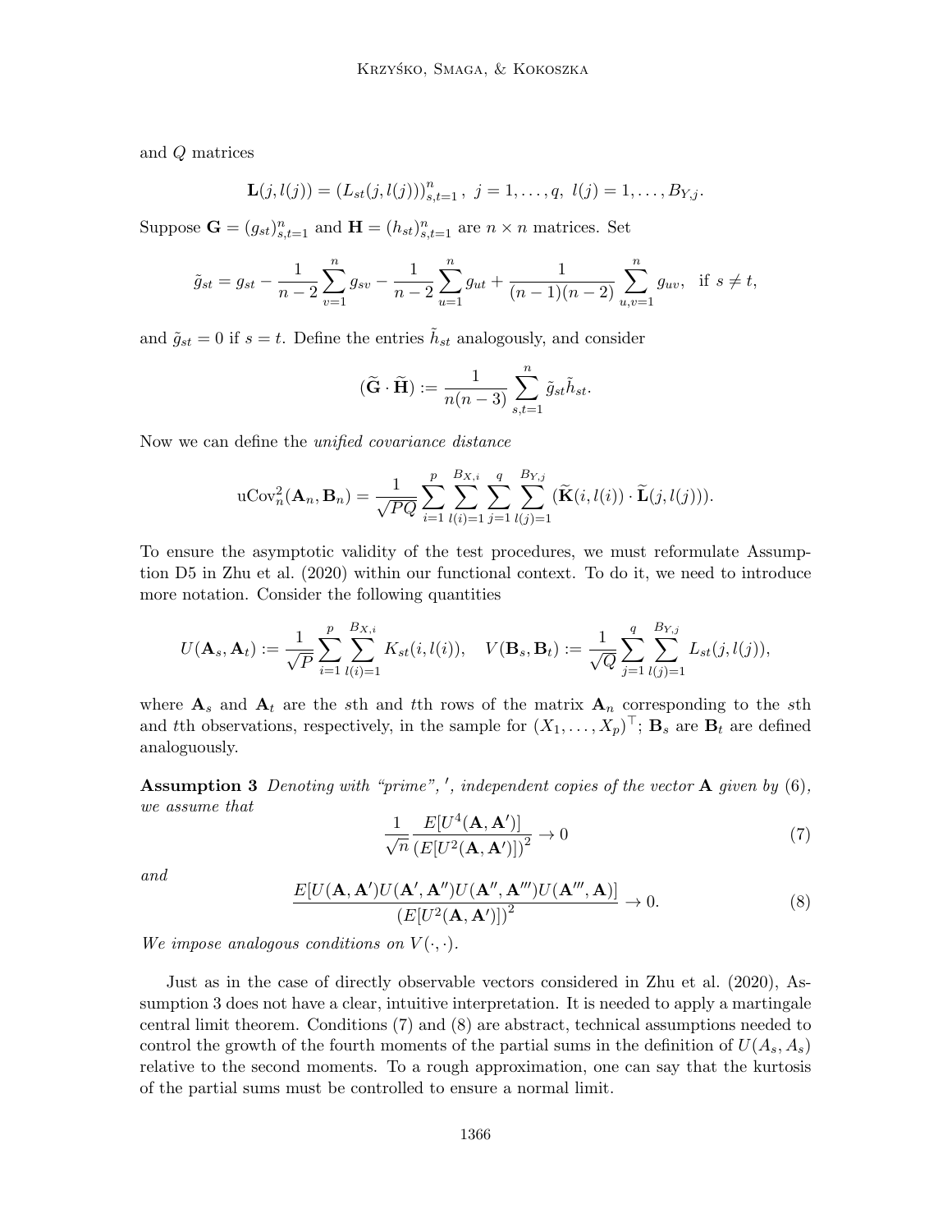and $Q$ matrices

$$\mathbf{L}(j, l(j)) = (L_{st}(j, l(j)))_{s,t=1}^{n}, \; j = 1, \ldots, q, \; l(j) = 1, \ldots, B_{Y,j}.$$

Suppose $\mathbf{G} = (g_{st})_{s,t=1}^{n}$ and $\mathbf{H} = (h_{st})_{s,t=1}^{n}$ are $n \times n$ matrices. Set

$$\tilde{g}_{st} = g_{st} - \frac{1}{n-2}\sum_{v=1}^{n} g_{sv} - \frac{1}{n-2}\sum_{u=1}^{n} g_{ut} + \frac{1}{(n-1)(n-2)}\sum_{u,v=1}^{n} g_{uv}, \quad \text{if } s \neq t,$$

and $\tilde{g}_{st} = 0$ if $s = t$. Define the entries $\tilde{h}_{st}$ analogously, and consider

$$(\widetilde{\mathbf{G}} \cdot \widetilde{\mathbf{H}}) := \frac{1}{n(n-3)} \sum_{s,t=1}^{n} \tilde{g}_{st}\tilde{h}_{st}.$$

Now we can define the *unified covariance distance*

$$\text{uCov}_n^2(\mathbf{A}_n, \mathbf{B}_n) = \frac{1}{\sqrt{PQ}} \sum_{i=1}^{p} \sum_{l(i)=1}^{B_{X,i}} \sum_{j=1}^{q} \sum_{l(j)=1}^{B_{Y,j}} (\widetilde{\mathbf{K}}(i, l(i)) \cdot \widetilde{\mathbf{L}}(j, l(j))).$$

To ensure the asymptotic validity of the test procedures, we must reformulate Assumption D5 in Zhu et al. (2020) within our functional context. To do it, we need to introduce more notation. Consider the following quantities

$$U(\mathbf{A}_s, \mathbf{A}_t) := \frac{1}{\sqrt{P}} \sum_{i=1}^{p} \sum_{l(i)=1}^{B_{X,i}} K_{st}(i, l(i)), \quad V(\mathbf{B}_s, \mathbf{B}_t) := \frac{1}{\sqrt{Q}} \sum_{j=1}^{q} \sum_{l(j)=1}^{B_{Y,j}} L_{st}(j, l(j)),$$

where $\mathbf{A}_s$ and $\mathbf{A}_t$ are the $s$th and $t$th rows of the matrix $\mathbf{A}_n$ corresponding to the $s$th and $t$th observations, respectively, in the sample for $(X_1, \ldots, X_p)^\top$; $\mathbf{B}_s$ are $\mathbf{B}_t$ are defined analoguously.

**Assumption 3** *Denoting with "prime", $'$, independent copies of the vector $\mathbf{A}$ given by (6), we assume that*

$$\frac{1}{\sqrt{n}} \frac{E[U^4(\mathbf{A}, \mathbf{A}')]}{\left(E[U^2(\mathbf{A}, \mathbf{A}')]\right)^2} \to 0 \tag{7}$$

*and*

$$\frac{E[U(\mathbf{A}, \mathbf{A}')U(\mathbf{A}', \mathbf{A}'')U(\mathbf{A}'', \mathbf{A}''')U(\mathbf{A}''', \mathbf{A})]}{\left(E[U^2(\mathbf{A}, \mathbf{A}')]\right)^2} \to 0. \tag{8}$$

*We impose analogous conditions on $V(\cdot, \cdot)$.*

Just as in the case of directly observable vectors considered in Zhu et al. (2020), Assumption 3 does not have a clear, intuitive interpretation. It is needed to apply a martingale central limit theorem. Conditions (7) and (8) are abstract, technical assumptions needed to control the growth of the fourth moments of the partial sums in the definition of $U(A_s, A_s)$ relative to the second moments. To a rough approximation, one can say that the kurtosis of the partial sums must be controlled to ensure a normal limit.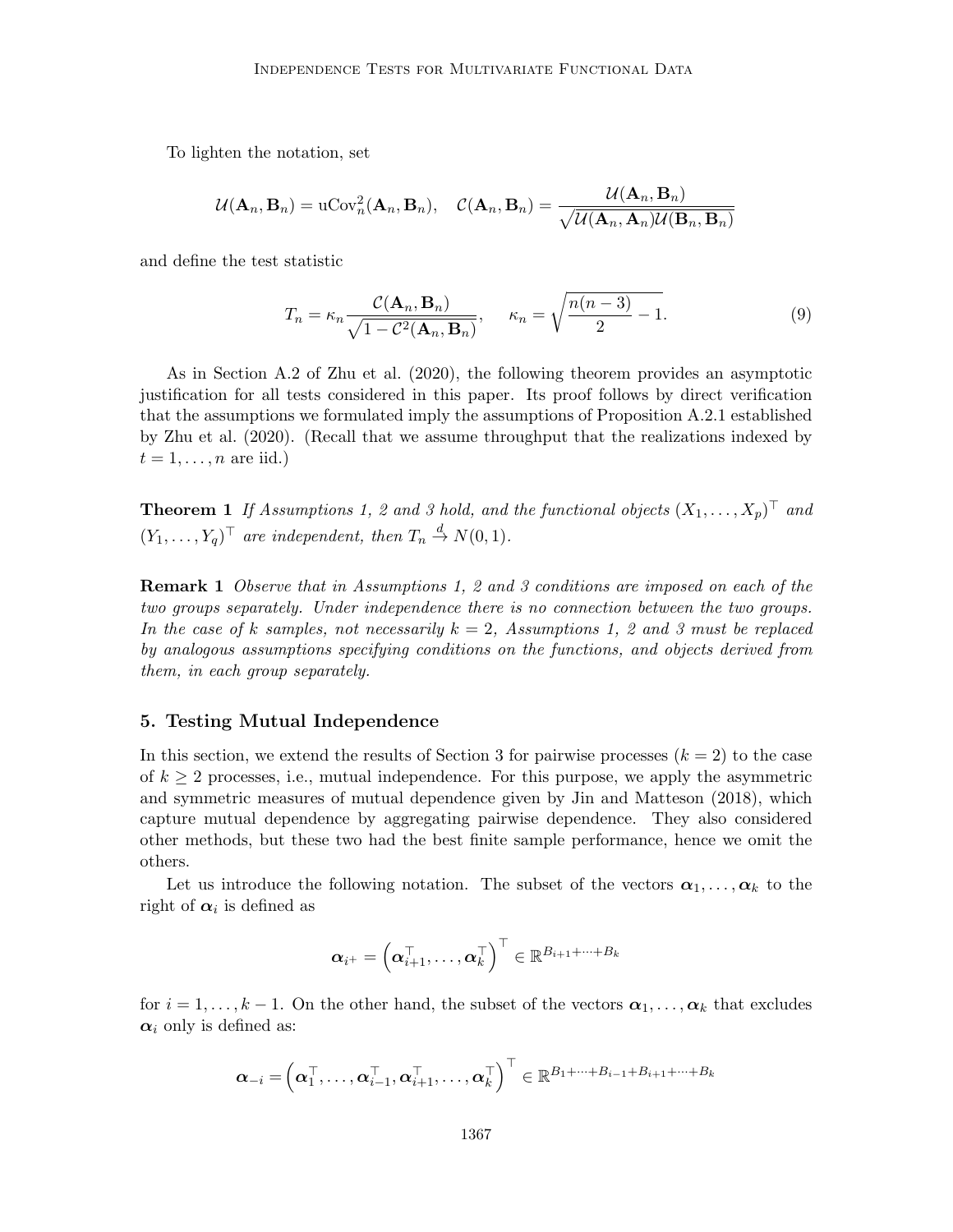To lighten the notation, set

$$\mathcal{U}(\mathbf{A}_n, \mathbf{B}_n) = \mathrm{uCov}_n^2(\mathbf{A}_n, \mathbf{B}_n), \quad \mathcal{C}(\mathbf{A}_n, \mathbf{B}_n) = \frac{\mathcal{U}(\mathbf{A}_n, \mathbf{B}_n)}{\sqrt{\mathcal{U}(\mathbf{A}_n, \mathbf{A}_n)\mathcal{U}(\mathbf{B}_n, \mathbf{B}_n)}}$$

and define the test statistic

$$T_n = \kappa_n \frac{\mathcal{C}(\mathbf{A}_n, \mathbf{B}_n)}{\sqrt{1 - \mathcal{C}^2(\mathbf{A}_n, \mathbf{B}_n)}}, \qquad \kappa_n = \sqrt{\frac{n(n-3)}{2} - 1}. \tag{9}$$

As in Section A.2 of Zhu et al. (2020), the following theorem provides an asymptotic justification for all tests considered in this paper. Its proof follows by direct verification that the assumptions we formulated imply the assumptions of Proposition A.2.1 established by Zhu et al. (2020). (Recall that we assume throughput that the realizations indexed by $t = 1, \ldots, n$ are iid.)

**Theorem 1** *If Assumptions 1, 2 and 3 hold, and the functional objects* $(X_1, \ldots, X_p)^\top$ *and* $(Y_1, \ldots, Y_q)^\top$ *are independent, then* $T_n \xrightarrow{d} N(0, 1)$.

**Remark 1** *Observe that in Assumptions 1, 2 and 3 conditions are imposed on each of the two groups separately. Under independence there is no connection between the two groups. In the case of* $k$ *samples, not necessarily* $k = 2$*, Assumptions 1, 2 and 3 must be replaced by analogous assumptions specifying conditions on the functions, and objects derived from them, in each group separately.*

## 5. Testing Mutual Independence

In this section, we extend the results of Section 3 for pairwise processes ($k = 2$) to the case of $k \geq 2$ processes, i.e., mutual independence. For this purpose, we apply the asymmetric and symmetric measures of mutual dependence given by Jin and Matteson (2018), which capture mutual dependence by aggregating pairwise dependence. They also considered other methods, but these two had the best finite sample performance, hence we omit the others.

Let us introduce the following notation. The subset of the vectors $\boldsymbol{\alpha}_1, \ldots, \boldsymbol{\alpha}_k$ to the right of $\boldsymbol{\alpha}_i$ is defined as

$$\boldsymbol{\alpha}_{i^+} = \left(\boldsymbol{\alpha}_{i+1}^\top, \ldots, \boldsymbol{\alpha}_k^\top\right)^\top \in \mathbb{R}^{B_{i+1} + \cdots + B_k}$$

for $i = 1, \ldots, k-1$. On the other hand, the subset of the vectors $\boldsymbol{\alpha}_1, \ldots, \boldsymbol{\alpha}_k$ that excludes $\boldsymbol{\alpha}_i$ only is defined as:

$$\boldsymbol{\alpha}_{-i} = \left(\boldsymbol{\alpha}_1^\top, \ldots, \boldsymbol{\alpha}_{i-1}^\top, \boldsymbol{\alpha}_{i+1}^\top, \ldots, \boldsymbol{\alpha}_k^\top\right)^\top \in \mathbb{R}^{B_1 + \cdots + B_{i-1} + B_{i+1} + \cdots + B_k}$$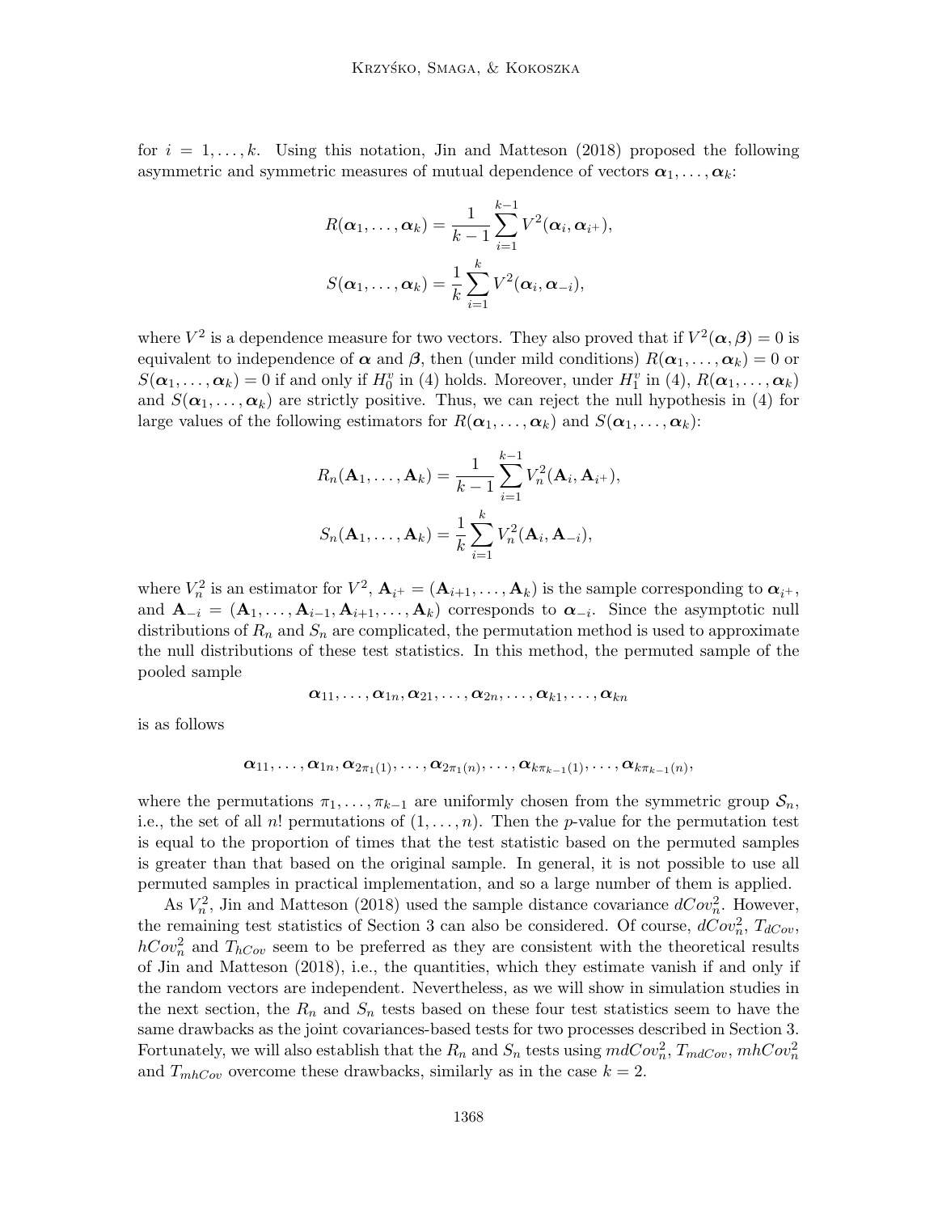for $i = 1, \ldots, k$. Using this notation, Jin and Matteson (2018) proposed the following asymmetric and symmetric measures of mutual dependence of vectors $\boldsymbol{\alpha}_1, \ldots, \boldsymbol{\alpha}_k$:

$$R(\boldsymbol{\alpha}_1, \ldots, \boldsymbol{\alpha}_k) = \frac{1}{k-1} \sum_{i=1}^{k-1} V^2(\boldsymbol{\alpha}_i, \boldsymbol{\alpha}_{i^+}),$$

$$S(\boldsymbol{\alpha}_1, \ldots, \boldsymbol{\alpha}_k) = \frac{1}{k} \sum_{i=1}^{k} V^2(\boldsymbol{\alpha}_i, \boldsymbol{\alpha}_{-i}),$$

where $V^2$ is a dependence measure for two vectors. They also proved that if $V^2(\boldsymbol{\alpha}, \boldsymbol{\beta}) = 0$ is equivalent to independence of $\boldsymbol{\alpha}$ and $\boldsymbol{\beta}$, then (under mild conditions) $R(\boldsymbol{\alpha}_1, \ldots, \boldsymbol{\alpha}_k) = 0$ or $S(\boldsymbol{\alpha}_1, \ldots, \boldsymbol{\alpha}_k) = 0$ if and only if $H_0^v$ in (4) holds. Moreover, under $H_1^v$ in (4), $R(\boldsymbol{\alpha}_1, \ldots, \boldsymbol{\alpha}_k)$ and $S(\boldsymbol{\alpha}_1, \ldots, \boldsymbol{\alpha}_k)$ are strictly positive. Thus, we can reject the null hypothesis in (4) for large values of the following estimators for $R(\boldsymbol{\alpha}_1, \ldots, \boldsymbol{\alpha}_k)$ and $S(\boldsymbol{\alpha}_1, \ldots, \boldsymbol{\alpha}_k)$:

$$R_n(\mathbf{A}_1, \ldots, \mathbf{A}_k) = \frac{1}{k-1} \sum_{i=1}^{k-1} V_n^2(\mathbf{A}_i, \mathbf{A}_{i^+}),$$

$$S_n(\mathbf{A}_1, \ldots, \mathbf{A}_k) = \frac{1}{k} \sum_{i=1}^{k} V_n^2(\mathbf{A}_i, \mathbf{A}_{-i}),$$

where $V_n^2$ is an estimator for $V^2$, $\mathbf{A}_{i^+} = (\mathbf{A}_{i+1}, \ldots, \mathbf{A}_k)$ is the sample corresponding to $\boldsymbol{\alpha}_{i^+}$, and $\mathbf{A}_{-i} = (\mathbf{A}_1, \ldots, \mathbf{A}_{i-1}, \mathbf{A}_{i+1}, \ldots, \mathbf{A}_k)$ corresponds to $\boldsymbol{\alpha}_{-i}$. Since the asymptotic null distributions of $R_n$ and $S_n$ are complicated, the permutation method is used to approximate the null distributions of these test statistics. In this method, the permuted sample of the pooled sample

$$\boldsymbol{\alpha}_{11}, \ldots, \boldsymbol{\alpha}_{1n}, \boldsymbol{\alpha}_{21}, \ldots, \boldsymbol{\alpha}_{2n}, \ldots, \boldsymbol{\alpha}_{k1}, \ldots, \boldsymbol{\alpha}_{kn}$$

is as follows

$$\boldsymbol{\alpha}_{11}, \ldots, \boldsymbol{\alpha}_{1n}, \boldsymbol{\alpha}_{2\pi_1(1)}, \ldots, \boldsymbol{\alpha}_{2\pi_1(n)}, \ldots, \boldsymbol{\alpha}_{k\pi_{k-1}(1)}, \ldots, \boldsymbol{\alpha}_{k\pi_{k-1}(n)},$$

where the permutations $\pi_1, \ldots, \pi_{k-1}$ are uniformly chosen from the symmetric group $\mathcal{S}_n$, i.e., the set of all $n!$ permutations of $(1, \ldots, n)$. Then the $p$-value for the permutation test is equal to the proportion of times that the test statistic based on the permuted samples is greater than that based on the original sample. In general, it is not possible to use all permuted samples in practical implementation, and so a large number of them is applied.

As $V_n^2$, Jin and Matteson (2018) used the sample distance covariance $dCov_n^2$. However, the remaining test statistics of Section 3 can also be considered. Of course, $dCov_n^2$, $T_{dCov}$, $hCov_n^2$ and $T_{hCov}$ seem to be preferred as they are consistent with the theoretical results of Jin and Matteson (2018), i.e., the quantities, which they estimate vanish if and only if the random vectors are independent. Nevertheless, as we will show in simulation studies in the next section, the $R_n$ and $S_n$ tests based on these four test statistics seem to have the same drawbacks as the joint covariances-based tests for two processes described in Section 3. Fortunately, we will also establish that the $R_n$ and $S_n$ tests using $mdCov_n^2$, $T_{mdCov}$, $mhCov_n^2$ and $T_{mhCov}$ overcome these drawbacks, similarly as in the case $k = 2$.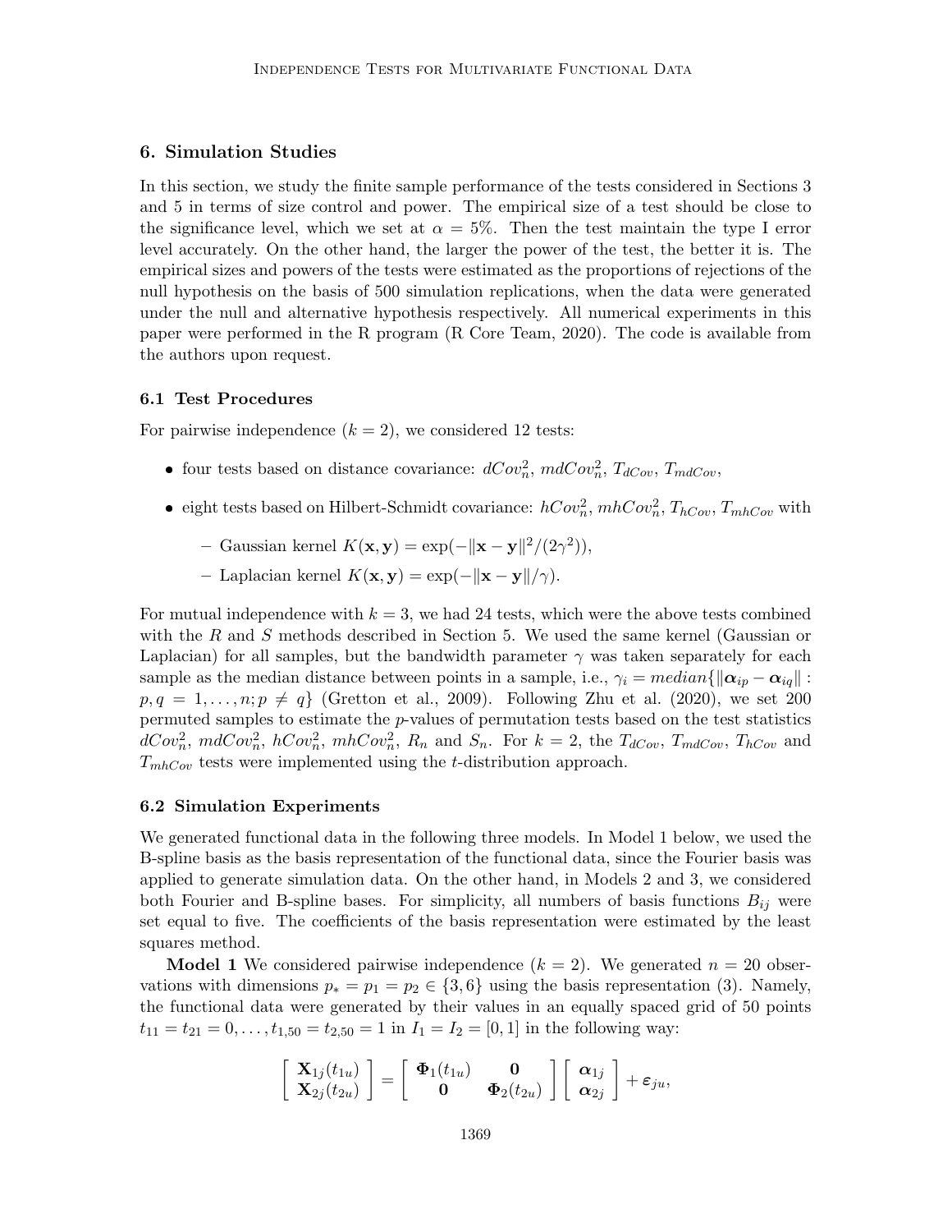## 6. Simulation Studies

In this section, we study the finite sample performance of the tests considered in Sections 3 and 5 in terms of size control and power. The empirical size of a test should be close to the significance level, which we set at $\alpha = 5\%$. Then the test maintain the type I error level accurately. On the other hand, the larger the power of the test, the better it is. The empirical sizes and powers of the tests were estimated as the proportions of rejections of the null hypothesis on the basis of 500 simulation replications, when the data were generated under the null and alternative hypothesis respectively. All numerical experiments in this paper were performed in the R program (R Core Team, 2020). The code is available from the authors upon request.

### 6.1 Test Procedures

For pairwise independence ($k = 2$), we considered 12 tests:

- four tests based on distance covariance: $dCov_n^2$, $mdCov_n^2$, $T_{dCov}$, $T_{mdCov}$,
- eight tests based on Hilbert-Schmidt covariance: $hCov_n^2$, $mhCov_n^2$, $T_{hCov}$, $T_{mhCov}$ with
  - Gaussian kernel $K(\mathbf{x}, \mathbf{y}) = \exp(-\|\mathbf{x} - \mathbf{y}\|^2/(2\gamma^2))$,
  - Laplacian kernel $K(\mathbf{x}, \mathbf{y}) = \exp(-\|\mathbf{x} - \mathbf{y}\|/\gamma)$.

For mutual independence with $k = 3$, we had 24 tests, which were the above tests combined with the $R$ and $S$ methods described in Section 5. We used the same kernel (Gaussian or Laplacian) for all samples, but the bandwidth parameter $\gamma$ was taken separately for each sample as the median distance between points in a sample, i.e., $\gamma_i = median\{\|\boldsymbol{\alpha}_{ip} - \boldsymbol{\alpha}_{iq}\| : p, q = 1, \ldots, n; p \neq q\}$ (Gretton et al., 2009). Following Zhu et al. (2020), we set 200 permuted samples to estimate the $p$-values of permutation tests based on the test statistics $dCov_n^2$, $mdCov_n^2$, $hCov_n^2$, $mhCov_n^2$, $R_n$ and $S_n$. For $k = 2$, the $T_{dCov}$, $T_{mdCov}$, $T_{hCov}$ and $T_{mhCov}$ tests were implemented using the $t$-distribution approach.

### 6.2 Simulation Experiments

We generated functional data in the following three models. In Model 1 below, we used the B-spline basis as the basis representation of the functional data, since the Fourier basis was applied to generate simulation data. On the other hand, in Models 2 and 3, we considered both Fourier and B-spline bases. For simplicity, all numbers of basis functions $B_{ij}$ were set equal to five. The coefficients of the basis representation were estimated by the least squares method.

**Model 1** We considered pairwise independence ($k = 2$). We generated $n = 20$ observations with dimensions $p_* = p_1 = p_2 \in \{3, 6\}$ using the basis representation (3). Namely, the functional data were generated by their values in an equally spaced grid of 50 points $t_{11} = t_{21} = 0, \ldots, t_{1,50} = t_{2,50} = 1$ in $I_1 = I_2 = [0, 1]$ in the following way:

$$\begin{bmatrix} \mathbf{X}_{1j}(t_{1u}) \\ \mathbf{X}_{2j}(t_{2u}) \end{bmatrix} = \begin{bmatrix} \boldsymbol{\Phi}_1(t_{1u}) & \mathbf{0} \\ \mathbf{0} & \boldsymbol{\Phi}_2(t_{2u}) \end{bmatrix} \begin{bmatrix} \boldsymbol{\alpha}_{1j} \\ \boldsymbol{\alpha}_{2j} \end{bmatrix} + \boldsymbol{\varepsilon}_{ju},$$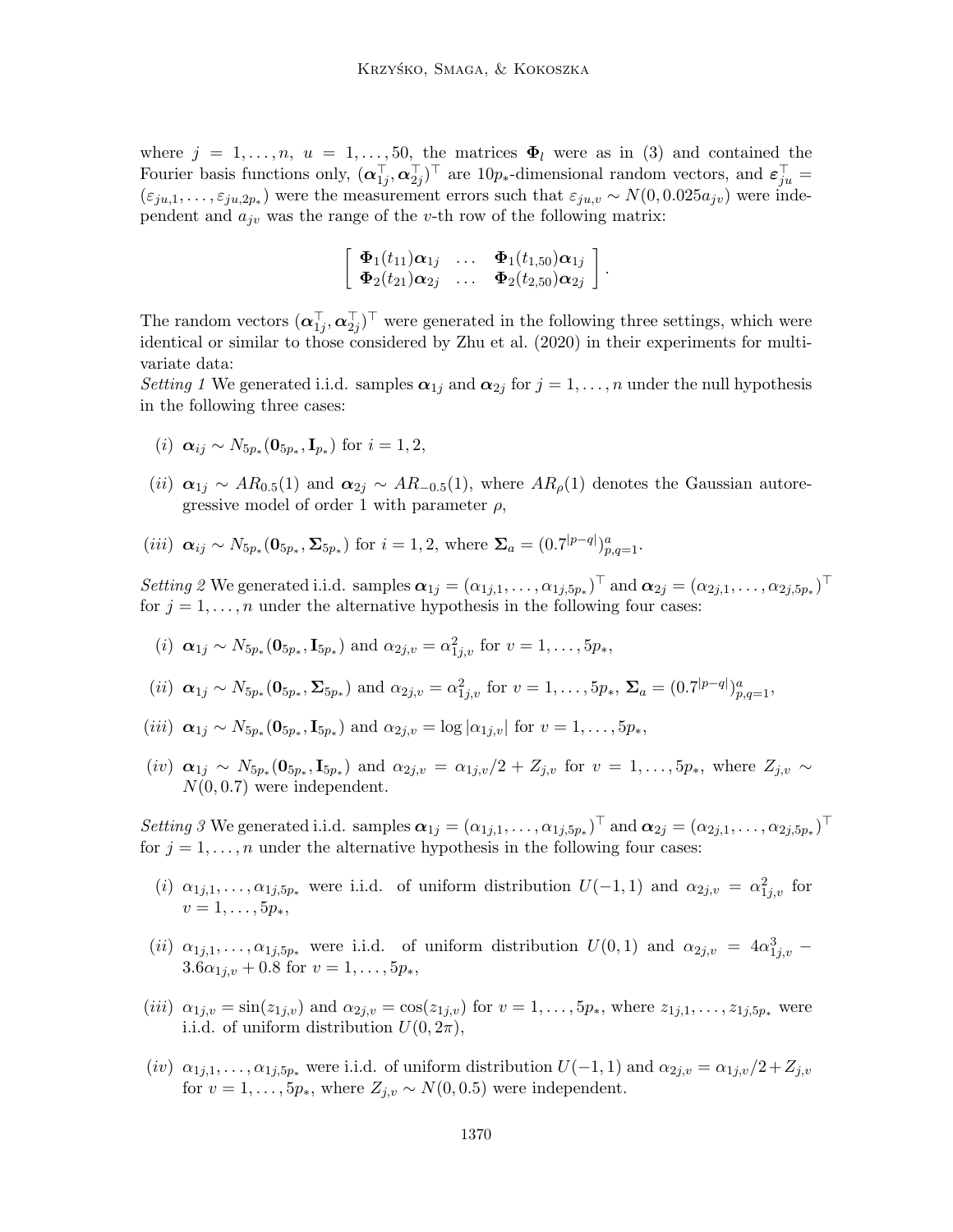where $j = 1, \ldots, n$, $u = 1, \ldots, 50$, the matrices $\mathbf{\Phi}_l$ were as in (3) and contained the Fourier basis functions only, $(\boldsymbol{\alpha}_{1j}^\top, \boldsymbol{\alpha}_{2j}^\top)^\top$ are $10p_*$-dimensional random vectors, and $\boldsymbol{\varepsilon}_{ju}^\top = (\varepsilon_{ju,1}, \ldots, \varepsilon_{ju,2p_*})$ were the measurement errors such that $\varepsilon_{ju,v} \sim N(0, 0.025 a_{jv})$ were independent and $a_{jv}$ was the range of the $v$-th row of the following matrix:

$$\left[ \begin{array}{ccc} \mathbf{\Phi}_1(t_{11})\boldsymbol{\alpha}_{1j} & \ldots & \mathbf{\Phi}_1(t_{1,50})\boldsymbol{\alpha}_{1j} \\ \mathbf{\Phi}_2(t_{21})\boldsymbol{\alpha}_{2j} & \ldots & \mathbf{\Phi}_2(t_{2,50})\boldsymbol{\alpha}_{2j} \end{array} \right].$$

The random vectors $(\boldsymbol{\alpha}_{1j}^\top, \boldsymbol{\alpha}_{2j}^\top)^\top$ were generated in the following three settings, which were identical or similar to those considered by Zhu et al. (2020) in their experiments for multivariate data:

*Setting 1* We generated i.i.d. samples $\boldsymbol{\alpha}_{1j}$ and $\boldsymbol{\alpha}_{2j}$ for $j = 1, \ldots, n$ under the null hypothesis in the following three cases:

- $(i)$ $\boldsymbol{\alpha}_{ij} \sim N_{5p_*}(\mathbf{0}_{5p_*}, \mathbf{I}_{p_*})$ for $i = 1, 2$,
- $(ii)$ $\boldsymbol{\alpha}_{1j} \sim AR_{0.5}(1)$ and $\boldsymbol{\alpha}_{2j} \sim AR_{-0.5}(1)$, where $AR_\rho(1)$ denotes the Gaussian autoregressive model of order 1 with parameter $\rho$,
- $(iii)$ $\boldsymbol{\alpha}_{ij} \sim N_{5p_*}(\mathbf{0}_{5p_*}, \mathbf{\Sigma}_{5p_*})$ for $i = 1, 2$, where $\mathbf{\Sigma}_a = (0.7^{|p-q|})_{p,q=1}^a$.

*Setting 2* We generated i.i.d. samples $\boldsymbol{\alpha}_{1j} = (\alpha_{1j,1}, \ldots, \alpha_{1j,5p_*})^\top$ and $\boldsymbol{\alpha}_{2j} = (\alpha_{2j,1}, \ldots, \alpha_{2j,5p_*})^\top$ for $j = 1, \ldots, n$ under the alternative hypothesis in the following four cases:

- $(i)$ $\boldsymbol{\alpha}_{1j} \sim N_{5p_*}(\mathbf{0}_{5p_*}, \mathbf{I}_{5p_*})$ and $\alpha_{2j,v} = \alpha_{1j,v}^2$ for $v = 1, \ldots, 5p_*$,
- $(ii)$ $\boldsymbol{\alpha}_{1j} \sim N_{5p_*}(\mathbf{0}_{5p_*}, \mathbf{\Sigma}_{5p_*})$ and $\alpha_{2j,v} = \alpha_{1j,v}^2$ for $v = 1, \ldots, 5p_*$, $\mathbf{\Sigma}_a = (0.7^{|p-q|})_{p,q=1}^a$,
- $(iii)$ $\boldsymbol{\alpha}_{1j} \sim N_{5p_*}(\mathbf{0}_{5p_*}, \mathbf{I}_{5p_*})$ and $\alpha_{2j,v} = \log|\alpha_{1j,v}|$ for $v = 1, \ldots, 5p_*$,
- $(iv)$ $\boldsymbol{\alpha}_{1j} \sim N_{5p_*}(\mathbf{0}_{5p_*}, \mathbf{I}_{5p_*})$ and $\alpha_{2j,v} = \alpha_{1j,v}/2 + Z_{j,v}$ for $v = 1, \ldots, 5p_*$, where $Z_{j,v} \sim N(0, 0.7)$ were independent.

*Setting 3* We generated i.i.d. samples $\boldsymbol{\alpha}_{1j} = (\alpha_{1j,1}, \ldots, \alpha_{1j,5p_*})^\top$ and $\boldsymbol{\alpha}_{2j} = (\alpha_{2j,1}, \ldots, \alpha_{2j,5p_*})^\top$ for $j = 1, \ldots, n$ under the alternative hypothesis in the following four cases:

- $(i)$ $\alpha_{1j,1}, \ldots, \alpha_{1j,5p_*}$ were i.i.d. of uniform distribution $U(-1, 1)$ and $\alpha_{2j,v} = \alpha_{1j,v}^2$ for $v = 1, \ldots, 5p_*$,
- $(ii)$ $\alpha_{1j,1}, \ldots, \alpha_{1j,5p_*}$ were i.i.d. of uniform distribution $U(0, 1)$ and $\alpha_{2j,v} = 4\alpha_{1j,v}^3 - 3.6\alpha_{1j,v} + 0.8$ for $v = 1, \ldots, 5p_*$,
- $(iii)$ $\alpha_{1j,v} = \sin(z_{1j,v})$ and $\alpha_{2j,v} = \cos(z_{1j,v})$ for $v = 1, \ldots, 5p_*$, where $z_{1j,1}, \ldots, z_{1j,5p_*}$ were i.i.d. of uniform distribution $U(0, 2\pi)$,
- $(iv)$ $\alpha_{1j,1}, \ldots, \alpha_{1j,5p_*}$ were i.i.d. of uniform distribution $U(-1, 1)$ and $\alpha_{2j,v} = \alpha_{1j,v}/2 + Z_{j,v}$ for $v = 1, \ldots, 5p_*$, where $Z_{j,v} \sim N(0, 0.5)$ were independent.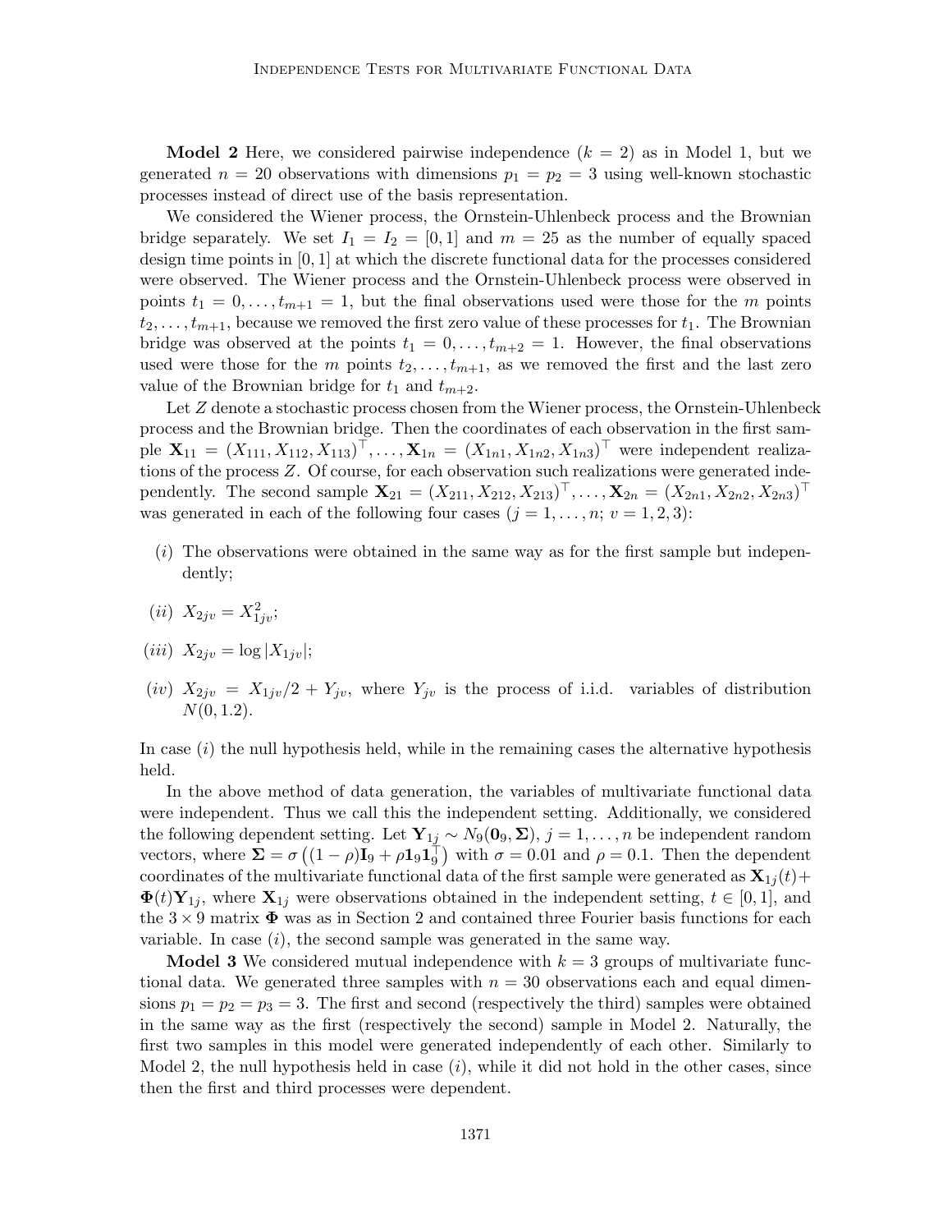**Model 2** Here, we considered pairwise independence ($k = 2$) as in Model 1, but we generated $n = 20$ observations with dimensions $p_1 = p_2 = 3$ using well-known stochastic processes instead of direct use of the basis representation.

We considered the Wiener process, the Ornstein-Uhlenbeck process and the Brownian bridge separately. We set $I_1 = I_2 = [0, 1]$ and $m = 25$ as the number of equally spaced design time points in $[0, 1]$ at which the discrete functional data for the processes considered were observed. The Wiener process and the Ornstein-Uhlenbeck process were observed in points $t_1 = 0, \ldots, t_{m+1} = 1$, but the final observations used were those for the $m$ points $t_2, \ldots, t_{m+1}$, because we removed the first zero value of these processes for $t_1$. The Brownian bridge was observed at the points $t_1 = 0, \ldots, t_{m+2} = 1$. However, the final observations used were those for the $m$ points $t_2, \ldots, t_{m+1}$, as we removed the first and the last zero value of the Brownian bridge for $t_1$ and $t_{m+2}$.

Let $Z$ denote a stochastic process chosen from the Wiener process, the Ornstein-Uhlenbeck process and the Brownian bridge. Then the coordinates of each observation in the first sample $\mathbf{X}_{11} = (X_{111}, X_{112}, X_{113})^\top, \ldots, \mathbf{X}_{1n} = (X_{1n1}, X_{1n2}, X_{1n3})^\top$ were independent realizations of the process $Z$. Of course, for each observation such realizations were generated independently. The second sample $\mathbf{X}_{21} = (X_{211}, X_{212}, X_{213})^\top, \ldots, \mathbf{X}_{2n} = (X_{2n1}, X_{2n2}, X_{2n3})^\top$ was generated in each of the following four cases ($j = 1, \ldots, n$; $v = 1, 2, 3$):

- $(i)$ The observations were obtained in the same way as for the first sample but independently;
- $(ii)$ $X_{2jv} = X_{1jv}^2$;
- $(iii)$ $X_{2jv} = \log |X_{1jv}|$;
- $(iv)$ $X_{2jv} = X_{1jv}/2 + Y_{jv}$, where $Y_{jv}$ is the process of i.i.d. variables of distribution $N(0, 1.2)$.

In case $(i)$ the null hypothesis held, while in the remaining cases the alternative hypothesis held.

In the above method of data generation, the variables of multivariate functional data were independent. Thus we call this the independent setting. Additionally, we considered the following dependent setting. Let $\mathbf{Y}_{1j} \sim N_9(\mathbf{0}_9, \mathbf{\Sigma})$, $j = 1, \ldots, n$ be independent random vectors, where $\mathbf{\Sigma} = \sigma\left((1 - \rho)\mathbf{I}_9 + \rho \mathbf{1}_9 \mathbf{1}_9^\top\right)$ with $\sigma = 0.01$ and $\rho = 0.1$. Then the dependent coordinates of the multivariate functional data of the first sample were generated as $\mathbf{X}_{1j}(t) + \mathbf{\Phi}(t)\mathbf{Y}_{1j}$, where $\mathbf{X}_{1j}$ were observations obtained in the independent setting, $t \in [0, 1]$, and the $3 \times 9$ matrix $\mathbf{\Phi}$ was as in Section 2 and contained three Fourier basis functions for each variable. In case $(i)$, the second sample was generated in the same way.

**Model 3** We considered mutual independence with $k = 3$ groups of multivariate functional data. We generated three samples with $n = 30$ observations each and equal dimensions $p_1 = p_2 = p_3 = 3$. The first and second (respectively the third) samples were obtained in the same way as the first (respectively the second) sample in Model 2. Naturally, the first two samples in this model were generated independently of each other. Similarly to Model 2, the null hypothesis held in case $(i)$, while it did not hold in the other cases, since then the first and third processes were dependent.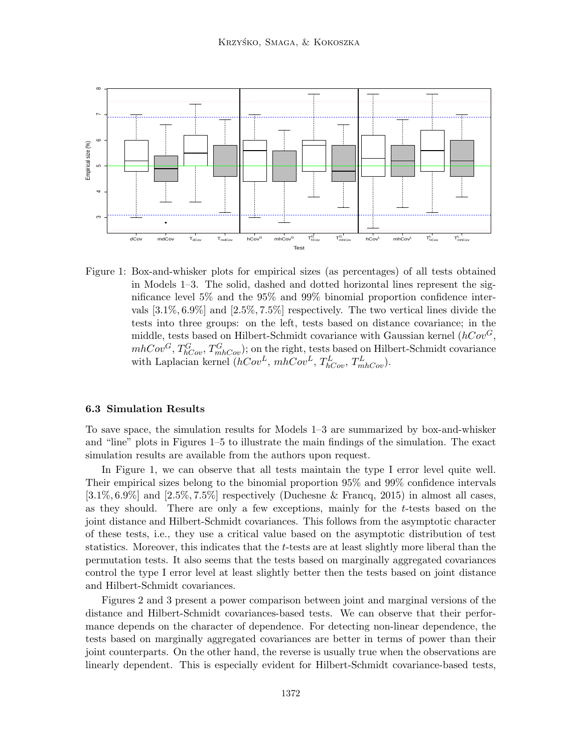Figure 1: Box-and-whisker plots for empirical sizes (as percentages) of all tests obtained in Models 1–3. The solid, dashed and dotted horizontal lines represent the significance level 5% and the 95% and 99% binomial proportion confidence intervals $[3.1\%, 6.9\%]$ and $[2.5\%, 7.5\%]$ respectively. The two vertical lines divide the tests into three groups: on the left, tests based on distance covariance; in the middle, tests based on Hilbert-Schmidt covariance with Gaussian kernel ($hCov^G$, $mhCov^G$, $T^G_{hCov}$, $T^G_{mhCov}$); on the right, tests based on Hilbert-Schmidt covariance with Laplacian kernel ($hCov^L$, $mhCov^L$, $T^L_{hCov}$, $T^L_{mhCov}$).

### 6.3 Simulation Results

To save space, the simulation results for Models 1–3 are summarized by box-and-whisker and "line" plots in Figures 1–5 to illustrate the main findings of the simulation. The exact simulation results are available from the authors upon request.

In Figure 1, we can observe that all tests maintain the type I error level quite well. Their empirical sizes belong to the binomial proportion 95% and 99% confidence intervals $[3.1\%, 6.9\%]$ and $[2.5\%, 7.5\%]$ respectively (Duchesne & Francq, 2015) in almost all cases, as they should. There are only a few exceptions, mainly for the $t$-tests based on the joint distance and Hilbert-Schmidt covariances. This follows from the asymptotic character of these tests, i.e., they use a critical value based on the asymptotic distribution of test statistics. Moreover, this indicates that the $t$-tests are at least slightly more liberal than the permutation tests. It also seems that the tests based on marginally aggregated covariances control the type I error level at least slightly better then the tests based on joint distance and Hilbert-Schmidt covariances.

Figures 2 and 3 present a power comparison between joint and marginal versions of the distance and Hilbert-Schmidt covariances-based tests. We can observe that their performance depends on the character of dependence. For detecting non-linear dependence, the tests based on marginally aggregated covariances are better in terms of power than their joint counterparts. On the other hand, the reverse is usually true when the observations are linearly dependent. This is especially evident for Hilbert-Schmidt covariance-based tests,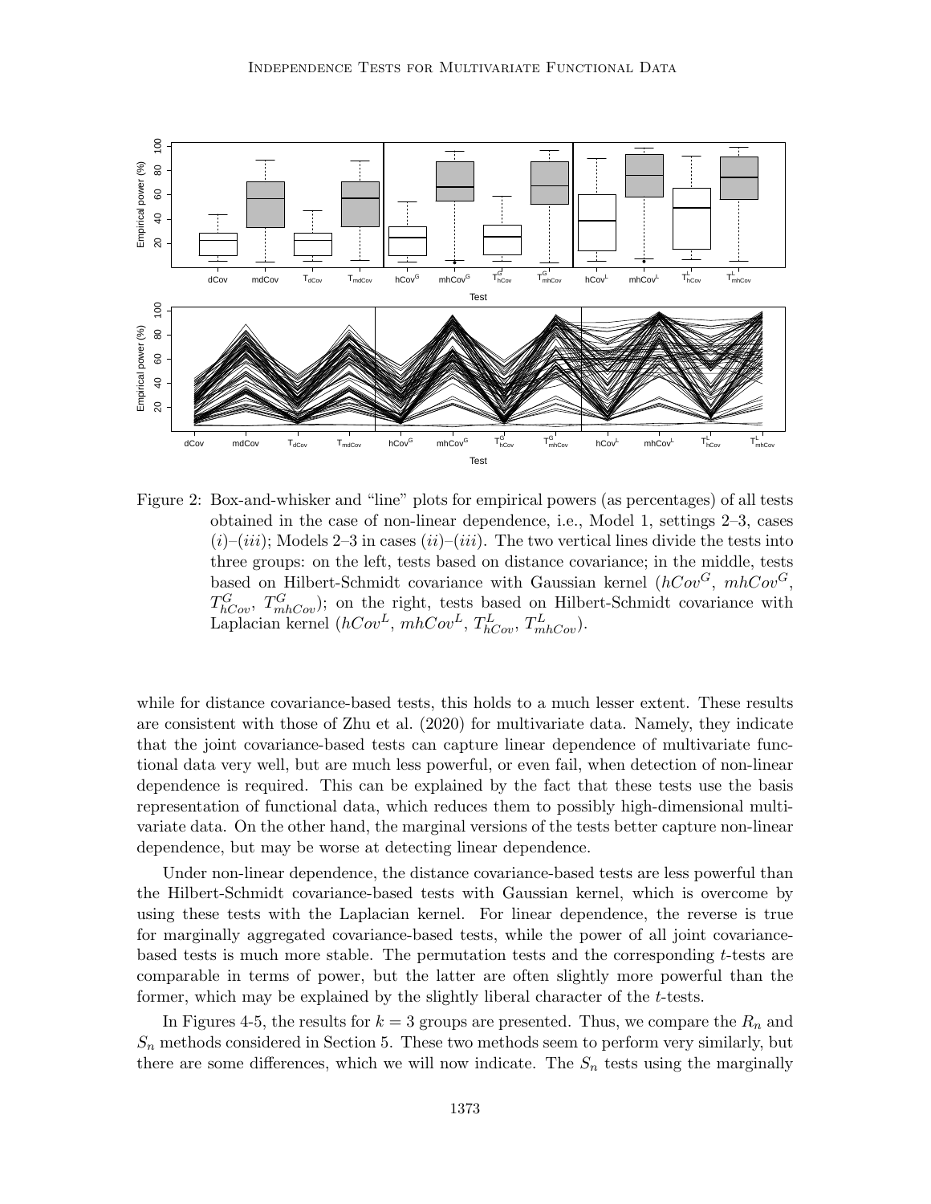Figure 2: Box-and-whisker and "line" plots for empirical powers (as percentages) of all tests obtained in the case of non-linear dependence, i.e., Model 1, settings 2–3, cases $(i)$–$(iii)$; Models 2–3 in cases $(ii)$–$(iii)$. The two vertical lines divide the tests into three groups: on the left, tests based on distance covariance; in the middle, tests based on Hilbert-Schmidt covariance with Gaussian kernel ($hCov^G$, $mhCov^G$, $T^G_{hCov}$, $T^G_{mhCov}$); on the right, tests based on Hilbert-Schmidt covariance with Laplacian kernel ($hCov^L$, $mhCov^L$, $T^L_{hCov}$, $T^L_{mhCov}$).

while for distance covariance-based tests, this holds to a much lesser extent. These results are consistent with those of Zhu et al. (2020) for multivariate data. Namely, they indicate that the joint covariance-based tests can capture linear dependence of multivariate functional data very well, but are much less powerful, or even fail, when detection of non-linear dependence is required. This can be explained by the fact that these tests use the basis representation of functional data, which reduces them to possibly high-dimensional multivariate data. On the other hand, the marginal versions of the tests better capture non-linear dependence, but may be worse at detecting linear dependence.

Under non-linear dependence, the distance covariance-based tests are less powerful than the Hilbert-Schmidt covariance-based tests with Gaussian kernel, which is overcome by using these tests with the Laplacian kernel. For linear dependence, the reverse is true for marginally aggregated covariance-based tests, while the power of all joint covariance-based tests is much more stable. The permutation tests and the corresponding $t$-tests are comparable in terms of power, but the latter are often slightly more powerful than the former, which may be explained by the slightly liberal character of the $t$-tests.

In Figures 4-5, the results for $k = 3$ groups are presented. Thus, we compare the $R_n$ and $S_n$ methods considered in Section 5. These two methods seem to perform very similarly, but there are some differences, which we will now indicate. The $S_n$ tests using the marginally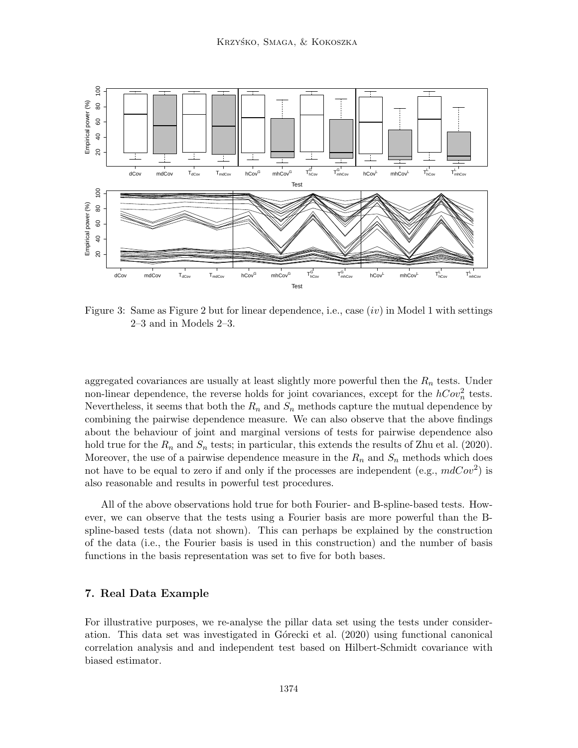Figure 3: Same as Figure 2 but for linear dependence, i.e., case $(iv)$ in Model 1 with settings 2–3 and in Models 2–3.

aggregated covariances are usually at least slightly more powerful then the $R_n$ tests. Under non-linear dependence, the reverse holds for joint covariances, except for the $hCov_n^2$ tests. Nevertheless, it seems that both the $R_n$ and $S_n$ methods capture the mutual dependence by combining the pairwise dependence measure. We can also observe that the above findings about the behaviour of joint and marginal versions of tests for pairwise dependence also hold true for the $R_n$ and $S_n$ tests; in particular, this extends the results of Zhu et al. (2020). Moreover, the use of a pairwise dependence measure in the $R_n$ and $S_n$ methods which does not have to be equal to zero if and only if the processes are independent (e.g., $mdCov^2$) is also reasonable and results in powerful test procedures.

All of the above observations hold true for both Fourier- and B-spline-based tests. However, we can observe that the tests using a Fourier basis are more powerful than the B-spline-based tests (data not shown). This can perhaps be explained by the construction of the data (i.e., the Fourier basis is used in this construction) and the number of basis functions in the basis representation was set to five for both bases.

## 7. Real Data Example

For illustrative purposes, we re-analyse the pillar data set using the tests under consideration. This data set was investigated in Górecki et al. (2020) using functional canonical correlation analysis and and independent test based on Hilbert-Schmidt covariance with biased estimator.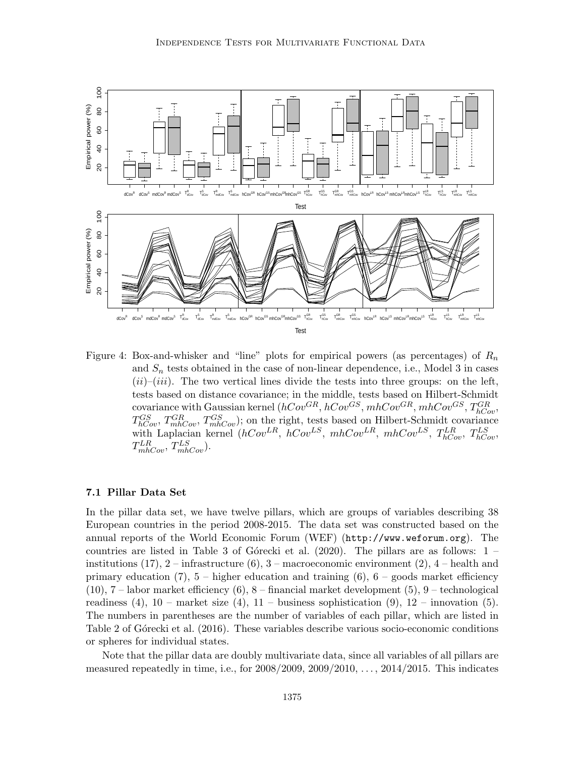Figure 4: Box-and-whisker and "line" plots for empirical powers (as percentages) of $R_n$ and $S_n$ tests obtained in the case of non-linear dependence, i.e., Model 3 in cases $(ii)$–$(iii)$. The two vertical lines divide the tests into three groups: on the left, tests based on distance covariance; in the middle, tests based on Hilbert-Schmidt covariance with Gaussian kernel ($hCov^{GR}$, $hCov^{GS}$, $mhCov^{GR}$, $mhCov^{GS}$, $T_{hCov}^{GR}$, $T_{hCov}^{GS}$, $T_{mhCov}^{GR}$, $T_{mhCov}^{GS}$); on the right, tests based on Hilbert-Schmidt covariance with Laplacian kernel ($hCov^{LR}$, $hCov^{LS}$, $mhCov^{LR}$, $mhCov^{LS}$, $T_{hCov}^{LR}$, $T_{hCov}^{LS}$, $T_{mhCov}^{LR}$, $T_{mhCov}^{LS}$).

### 7.1 Pillar Data Set

In the pillar data set, we have twelve pillars, which are groups of variables describing 38 European countries in the period 2008-2015. The data set was constructed based on the annual reports of the World Economic Forum (WEF) (`http://www.weforum.org`). The countries are listed in Table 3 of Górecki et al. (2020). The pillars are as follows: 1 – institutions (17), 2 – infrastructure (6), 3 – macroeconomic environment (2), 4 – health and primary education (7), 5 – higher education and training (6), 6 – goods market efficiency (10), 7 – labor market efficiency (6), 8 – financial market development (5), 9 – technological readiness (4), 10 – market size (4), 11 – business sophistication (9), 12 – innovation (5). The numbers in parentheses are the number of variables of each pillar, which are listed in Table 2 of Górecki et al. (2016). These variables describe various socio-economic conditions or spheres for individual states.

Note that the pillar data are doubly multivariate data, since all variables of all pillars are measured repeatedly in time, i.e., for 2008/2009, 2009/2010, ..., 2014/2015. This indicates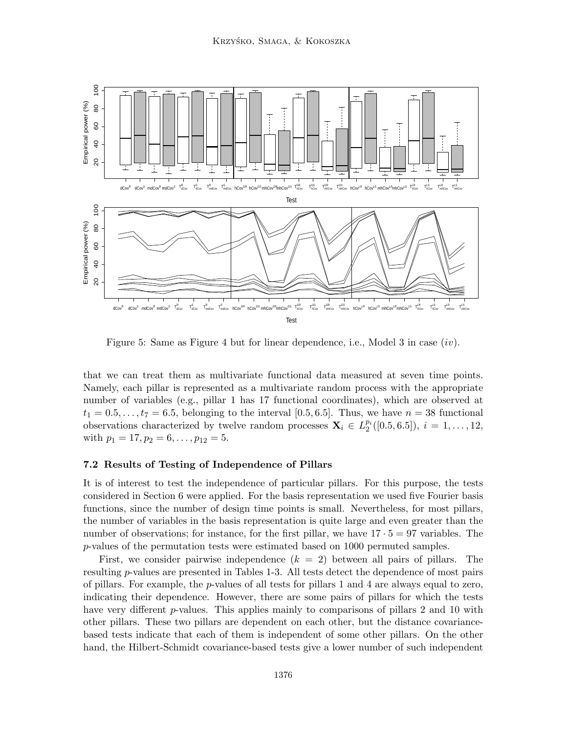Figure 5: Same as Figure 4 but for linear dependence, i.e., Model 3 in case (*iv*).

that we can treat them as multivariate functional data measured at seven time points. Namely, each pillar is represented as a multivariate random process with the appropriate number of variables (e.g., pillar 1 has 17 functional coordinates), which are observed at $t_1 = 0.5, \dots, t_7 = 6.5$, belonging to the interval $[0.5, 6.5]$. Thus, we have $n = 38$ functional observations characterized by twelve random processes $\mathbf{X}_i \in L_2^{p_i}([0.5, 6.5])$, $i = 1, \dots, 12$, with $p_1 = 17, p_2 = 6, \dots, p_{12} = 5$.

### 7.2 Results of Testing of Independence of Pillars

It is of interest to test the independence of particular pillars. For this purpose, the tests considered in Section 6 were applied. For the basis representation we used five Fourier basis functions, since the number of design time points is small. Nevertheless, for most pillars, the number of variables in the basis representation is quite large and even greater than the number of observations; for instance, for the first pillar, we have $17 \cdot 5 = 97$ variables. The $p$-values of the permutation tests were estimated based on 1000 permuted samples.

First, we consider pairwise independence ($k = 2$) between all pairs of pillars. The resulting $p$-values are presented in Tables 1-3. All tests detect the dependence of most pairs of pillars. For example, the $p$-values of all tests for pillars 1 and 4 are always equal to zero, indicating their dependence. However, there are some pairs of pillars for which the tests have very different $p$-values. This applies mainly to comparisons of pillars 2 and 10 with other pillars. These two pillars are dependent on each other, but the distance covariance-based tests indicate that each of them is independent of some other pillars. On the other hand, the Hilbert-Schmidt covariance-based tests give a lower number of such independent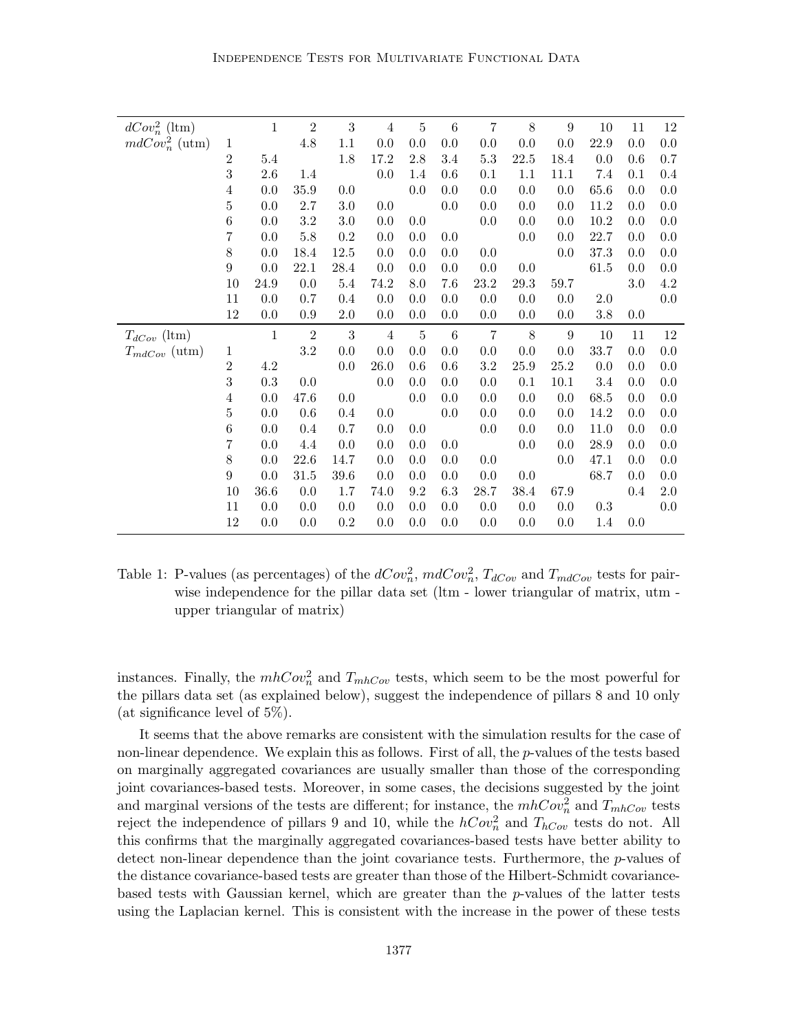| $dCov_n^2$ (ltm) | | 1 | 2 | 3 | 4 | 5 | 6 | 7 | 8 | 9 | 10 | 11 | 12 |
|---|---|---|---|---|---|---|---|---|---|---|---|---|---|
| $mdCov_n^2$ (utm) | 1 | | 4.8 | 1.1 | 0.0 | 0.0 | 0.0 | 0.0 | 0.0 | 0.0 | 22.9 | 0.0 | 0.0 |
| | 2 | 5.4 | | 1.8 | 17.2 | 2.8 | 3.4 | 5.3 | 22.5 | 18.4 | 0.0 | 0.6 | 0.7 |
| | 3 | 2.6 | 1.4 | | 0.0 | 1.4 | 0.6 | 0.1 | 1.1 | 11.1 | 7.4 | 0.1 | 0.4 |
| | 4 | 0.0 | 35.9 | 0.0 | | 0.0 | 0.0 | 0.0 | 0.0 | 0.0 | 65.6 | 0.0 | 0.0 |
| | 5 | 0.0 | 2.7 | 3.0 | 0.0 | | 0.0 | 0.0 | 0.0 | 0.0 | 11.2 | 0.0 | 0.0 |
| | 6 | 0.0 | 3.2 | 3.0 | 0.0 | 0.0 | | 0.0 | 0.0 | 0.0 | 10.2 | 0.0 | 0.0 |
| | 7 | 0.0 | 5.8 | 0.2 | 0.0 | 0.0 | 0.0 | | 0.0 | 0.0 | 22.7 | 0.0 | 0.0 |
| | 8 | 0.0 | 18.4 | 12.5 | 0.0 | 0.0 | 0.0 | 0.0 | | 0.0 | 37.3 | 0.0 | 0.0 |
| | 9 | 0.0 | 22.1 | 28.4 | 0.0 | 0.0 | 0.0 | 0.0 | 0.0 | | 61.5 | 0.0 | 0.0 |
| | 10 | 24.9 | 0.0 | 5.4 | 74.2 | 8.0 | 7.6 | 23.2 | 29.3 | 59.7 | | 3.0 | 4.2 |
| | 11 | 0.0 | 0.7 | 0.4 | 0.0 | 0.0 | 0.0 | 0.0 | 0.0 | 0.0 | 2.0 | | 0.0 |
| | 12 | 0.0 | 0.9 | 2.0 | 0.0 | 0.0 | 0.0 | 0.0 | 0.0 | 0.0 | 3.8 | 0.0 | |
| $T_{dCov}$ (ltm) | | 1 | 2 | 3 | 4 | 5 | 6 | 7 | 8 | 9 | 10 | 11 | 12 |
| $T_{mdCov}$ (utm) | 1 | | 3.2 | 0.0 | 0.0 | 0.0 | 0.0 | 0.0 | 0.0 | 0.0 | 33.7 | 0.0 | 0.0 |
| | 2 | 4.2 | | 0.0 | 26.0 | 0.6 | 0.6 | 3.2 | 25.9 | 25.2 | 0.0 | 0.0 | 0.0 |
| | 3 | 0.3 | 0.0 | | 0.0 | 0.0 | 0.0 | 0.0 | 0.1 | 10.1 | 3.4 | 0.0 | 0.0 |
| | 4 | 0.0 | 47.6 | 0.0 | | 0.0 | 0.0 | 0.0 | 0.0 | 0.0 | 68.5 | 0.0 | 0.0 |
| | 5 | 0.0 | 0.6 | 0.4 | 0.0 | | 0.0 | 0.0 | 0.0 | 0.0 | 14.2 | 0.0 | 0.0 |
| | 6 | 0.0 | 0.4 | 0.7 | 0.0 | 0.0 | | 0.0 | 0.0 | 0.0 | 11.0 | 0.0 | 0.0 |
| | 7 | 0.0 | 4.4 | 0.0 | 0.0 | 0.0 | 0.0 | | 0.0 | 0.0 | 28.9 | 0.0 | 0.0 |
| | 8 | 0.0 | 22.6 | 14.7 | 0.0 | 0.0 | 0.0 | 0.0 | | 0.0 | 47.1 | 0.0 | 0.0 |
| | 9 | 0.0 | 31.5 | 39.6 | 0.0 | 0.0 | 0.0 | 0.0 | 0.0 | | 68.7 | 0.0 | 0.0 |
| | 10 | 36.6 | 0.0 | 1.7 | 74.0 | 9.2 | 6.3 | 28.7 | 38.4 | 67.9 | | 0.4 | 2.0 |
| | 11 | 0.0 | 0.0 | 0.0 | 0.0 | 0.0 | 0.0 | 0.0 | 0.0 | 0.0 | 0.3 | | 0.0 |
| | 12 | 0.0 | 0.0 | 0.2 | 0.0 | 0.0 | 0.0 | 0.0 | 0.0 | 0.0 | 1.4 | 0.0 | |

Table 1: P-values (as percentages) of the $dCov_n^2$, $mdCov_n^2$, $T_{dCov}$ and $T_{mdCov}$ tests for pairwise independence for the pillar data set (ltm - lower triangular of matrix, utm - upper triangular of matrix)

instances. Finally, the $mhCov_n^2$ and $T_{mhCov}$ tests, which seem to be the most powerful for the pillars data set (as explained below), suggest the independence of pillars 8 and 10 only (at significance level of 5%).

It seems that the above remarks are consistent with the simulation results for the case of non-linear dependence. We explain this as follows. First of all, the $p$-values of the tests based on marginally aggregated covariances are usually smaller than those of the corresponding joint covariances-based tests. Moreover, in some cases, the decisions suggested by the joint and marginal versions of the tests are different; for instance, the $mhCov_n^2$ and $T_{mhCov}$ tests reject the independence of pillars 9 and 10, while the $hCov_n^2$ and $T_{hCov}$ tests do not. All this confirms that the marginally aggregated covariances-based tests have better ability to detect non-linear dependence than the joint covariance tests. Furthermore, the $p$-values of the distance covariance-based tests are greater than those of the Hilbert-Schmidt covariance-based tests with Gaussian kernel, which are greater than the $p$-values of the latter tests using the Laplacian kernel. This is consistent with the increase in the power of these tests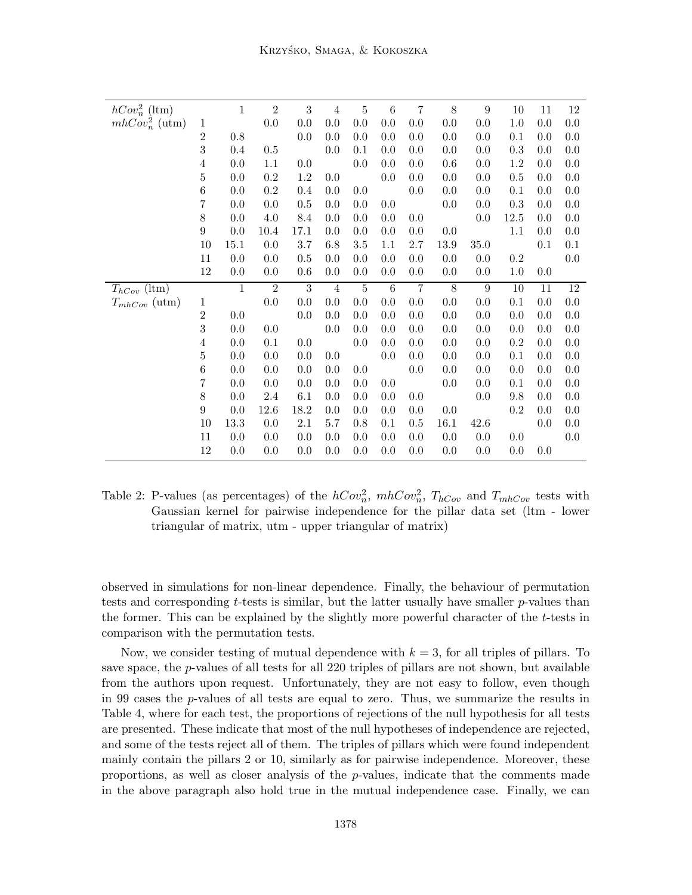| $hCov_n^2$ (ltm) | | 1 | 2 | 3 | 4 | 5 | 6 | 7 | 8 | 9 | 10 | 11 | 12 |
|---|---|---|---|---|---|---|---|---|---|---|---|---|---|
| $mhCov_n^2$ (utm) | 1 | | 0.0 | 0.0 | 0.0 | 0.0 | 0.0 | 0.0 | 0.0 | 0.0 | 1.0 | 0.0 | 0.0 |
| | 2 | 0.8 | | 0.0 | 0.0 | 0.0 | 0.0 | 0.0 | 0.0 | 0.0 | 0.1 | 0.0 | 0.0 |
| | 3 | 0.4 | 0.5 | | 0.0 | 0.1 | 0.0 | 0.0 | 0.0 | 0.0 | 0.3 | 0.0 | 0.0 |
| | 4 | 0.0 | 1.1 | 0.0 | | 0.0 | 0.0 | 0.0 | 0.6 | 0.0 | 1.2 | 0.0 | 0.0 |
| | 5 | 0.0 | 0.2 | 1.2 | 0.0 | | 0.0 | 0.0 | 0.0 | 0.0 | 0.5 | 0.0 | 0.0 |
| | 6 | 0.0 | 0.2 | 0.4 | 0.0 | 0.0 | | 0.0 | 0.0 | 0.0 | 0.1 | 0.0 | 0.0 |
| | 7 | 0.0 | 0.0 | 0.5 | 0.0 | 0.0 | 0.0 | | 0.0 | 0.0 | 0.3 | 0.0 | 0.0 |
| | 8 | 0.0 | 4.0 | 8.4 | 0.0 | 0.0 | 0.0 | 0.0 | | 0.0 | 12.5 | 0.0 | 0.0 |
| | 9 | 0.0 | 10.4 | 17.1 | 0.0 | 0.0 | 0.0 | 0.0 | 0.0 | | 1.1 | 0.0 | 0.0 |
| | 10 | 15.1 | 0.0 | 3.7 | 6.8 | 3.5 | 1.1 | 2.7 | 13.9 | 35.0 | | 0.1 | 0.1 |
| | 11 | 0.0 | 0.0 | 0.5 | 0.0 | 0.0 | 0.0 | 0.0 | 0.0 | 0.0 | 0.2 | | 0.0 |
| | 12 | 0.0 | 0.0 | 0.6 | 0.0 | 0.0 | 0.0 | 0.0 | 0.0 | 0.0 | 1.0 | 0.0 | |
| $T_{hCov}$ (ltm) | | 1 | 2 | 3 | 4 | 5 | 6 | 7 | 8 | 9 | 10 | 11 | 12 |
| $T_{mhCov}$ (utm) | 1 | | 0.0 | 0.0 | 0.0 | 0.0 | 0.0 | 0.0 | 0.0 | 0.0 | 0.1 | 0.0 | 0.0 |
| | 2 | 0.0 | | 0.0 | 0.0 | 0.0 | 0.0 | 0.0 | 0.0 | 0.0 | 0.0 | 0.0 | 0.0 |
| | 3 | 0.0 | 0.0 | | 0.0 | 0.0 | 0.0 | 0.0 | 0.0 | 0.0 | 0.0 | 0.0 | 0.0 |
| | 4 | 0.0 | 0.1 | 0.0 | | 0.0 | 0.0 | 0.0 | 0.0 | 0.0 | 0.2 | 0.0 | 0.0 |
| | 5 | 0.0 | 0.0 | 0.0 | 0.0 | | 0.0 | 0.0 | 0.0 | 0.0 | 0.1 | 0.0 | 0.0 |
| | 6 | 0.0 | 0.0 | 0.0 | 0.0 | 0.0 | | 0.0 | 0.0 | 0.0 | 0.0 | 0.0 | 0.0 |
| | 7 | 0.0 | 0.0 | 0.0 | 0.0 | 0.0 | 0.0 | | 0.0 | 0.0 | 0.1 | 0.0 | 0.0 |
| | 8 | 0.0 | 2.4 | 6.1 | 0.0 | 0.0 | 0.0 | 0.0 | | 0.0 | 9.8 | 0.0 | 0.0 |
| | 9 | 0.0 | 12.6 | 18.2 | 0.0 | 0.0 | 0.0 | 0.0 | 0.0 | | 0.2 | 0.0 | 0.0 |
| | 10 | 13.3 | 0.0 | 2.1 | 5.7 | 0.8 | 0.1 | 0.5 | 16.1 | 42.6 | | 0.0 | 0.0 |
| | 11 | 0.0 | 0.0 | 0.0 | 0.0 | 0.0 | 0.0 | 0.0 | 0.0 | 0.0 | 0.0 | | 0.0 |
| | 12 | 0.0 | 0.0 | 0.0 | 0.0 | 0.0 | 0.0 | 0.0 | 0.0 | 0.0 | 0.0 | 0.0 | |

Table 2: P-values (as percentages) of the $hCov_n^2$, $mhCov_n^2$, $T_{hCov}$ and $T_{mhCov}$ tests with Gaussian kernel for pairwise independence for the pillar data set (ltm - lower triangular of matrix, utm - upper triangular of matrix)

observed in simulations for non-linear dependence. Finally, the behaviour of permutation tests and corresponding $t$-tests is similar, but the latter usually have smaller $p$-values than the former. This can be explained by the slightly more powerful character of the $t$-tests in comparison with the permutation tests.

Now, we consider testing of mutual dependence with $k = 3$, for all triples of pillars. To save space, the $p$-values of all tests for all 220 triples of pillars are not shown, but available from the authors upon request. Unfortunately, they are not easy to follow, even though in 99 cases the $p$-values of all tests are equal to zero. Thus, we summarize the results in Table 4, where for each test, the proportions of rejections of the null hypothesis for all tests are presented. These indicate that most of the null hypotheses of independence are rejected, and some of the tests reject all of them. The triples of pillars which were found independent mainly contain the pillars 2 or 10, similarly as for pairwise independence. Moreover, these proportions, as well as closer analysis of the $p$-values, indicate that the comments made in the above paragraph also hold true in the mutual independence case. Finally, we can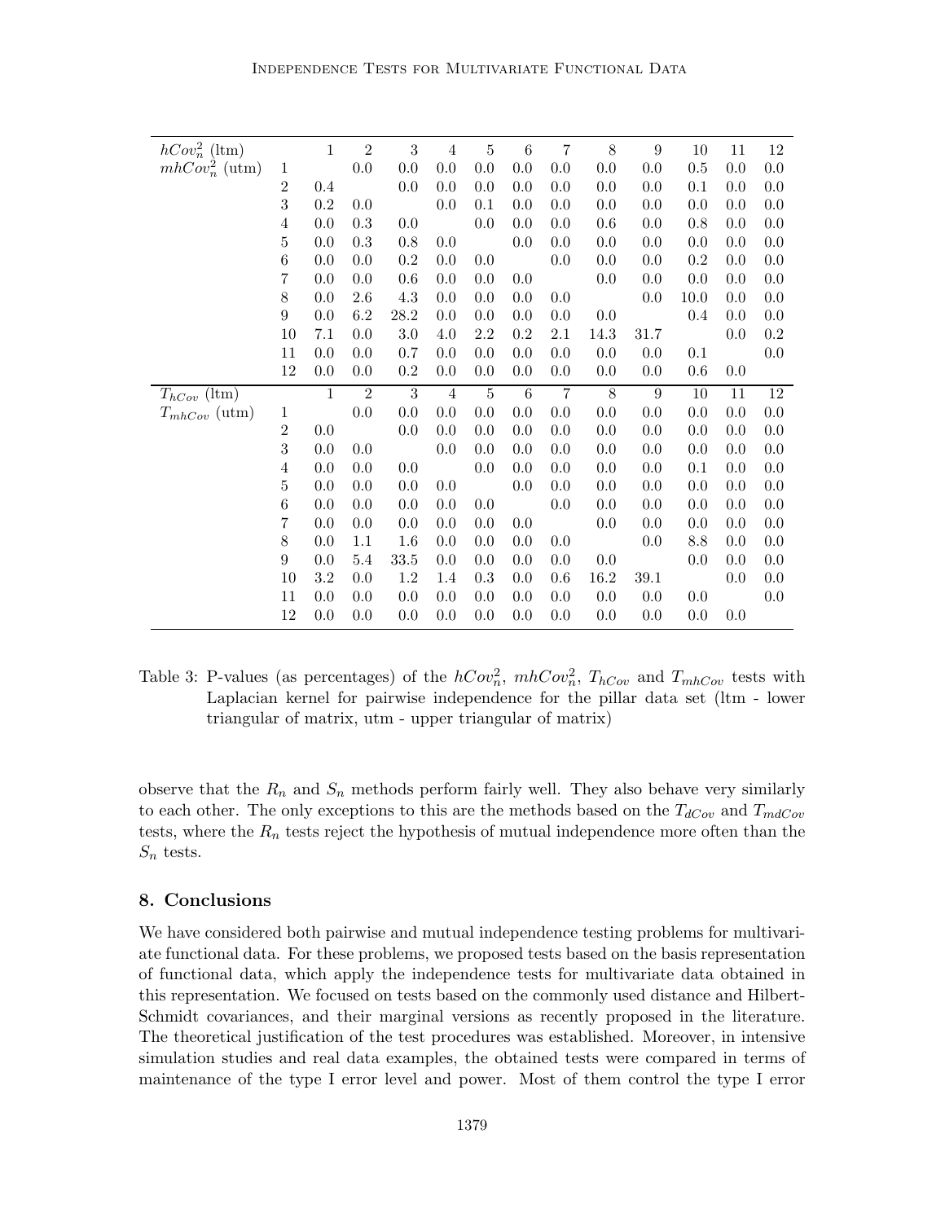| $hCov_n^2$ (ltm) |  | 1 | 2 | 3 | 4 | 5 | 6 | 7 | 8 | 9 | 10 | 11 | 12 |
|---|---|---|---|---|---|---|---|---|---|---|---|---|---|
| $mhCov_n^2$ (utm) | 1 |  | 0.0 | 0.0 | 0.0 | 0.0 | 0.0 | 0.0 | 0.0 | 0.0 | 0.5 | 0.0 | 0.0 |
|  | 2 | 0.4 |  | 0.0 | 0.0 | 0.0 | 0.0 | 0.0 | 0.0 | 0.0 | 0.1 | 0.0 | 0.0 |
|  | 3 | 0.2 | 0.0 |  | 0.0 | 0.1 | 0.0 | 0.0 | 0.0 | 0.0 | 0.0 | 0.0 | 0.0 |
|  | 4 | 0.0 | 0.3 | 0.0 |  | 0.0 | 0.0 | 0.0 | 0.6 | 0.0 | 0.8 | 0.0 | 0.0 |
|  | 5 | 0.0 | 0.3 | 0.8 | 0.0 |  | 0.0 | 0.0 | 0.0 | 0.0 | 0.0 | 0.0 | 0.0 |
|  | 6 | 0.0 | 0.0 | 0.2 | 0.0 | 0.0 |  | 0.0 | 0.0 | 0.0 | 0.2 | 0.0 | 0.0 |
|  | 7 | 0.0 | 0.0 | 0.6 | 0.0 | 0.0 | 0.0 |  | 0.0 | 0.0 | 0.0 | 0.0 | 0.0 |
|  | 8 | 0.0 | 2.6 | 4.3 | 0.0 | 0.0 | 0.0 | 0.0 |  | 0.0 | 10.0 | 0.0 | 0.0 |
|  | 9 | 0.0 | 6.2 | 28.2 | 0.0 | 0.0 | 0.0 | 0.0 | 0.0 |  | 0.4 | 0.0 | 0.0 |
|  | 10 | 7.1 | 0.0 | 3.0 | 4.0 | 2.2 | 0.2 | 2.1 | 14.3 | 31.7 |  | 0.0 | 0.2 |
|  | 11 | 0.0 | 0.0 | 0.7 | 0.0 | 0.0 | 0.0 | 0.0 | 0.0 | 0.0 | 0.1 |  | 0.0 |
|  | 12 | 0.0 | 0.0 | 0.2 | 0.0 | 0.0 | 0.0 | 0.0 | 0.0 | 0.0 | 0.6 | 0.0 |  |
| $T_{hCov}$ (ltm) |  | 1 | 2 | 3 | 4 | 5 | 6 | 7 | 8 | 9 | 10 | 11 | 12 |
| $T_{mhCov}$ (utm) | 1 |  | 0.0 | 0.0 | 0.0 | 0.0 | 0.0 | 0.0 | 0.0 | 0.0 | 0.0 | 0.0 | 0.0 |
|  | 2 | 0.0 |  | 0.0 | 0.0 | 0.0 | 0.0 | 0.0 | 0.0 | 0.0 | 0.0 | 0.0 | 0.0 |
|  | 3 | 0.0 | 0.0 |  | 0.0 | 0.0 | 0.0 | 0.0 | 0.0 | 0.0 | 0.0 | 0.0 | 0.0 |
|  | 4 | 0.0 | 0.0 | 0.0 |  | 0.0 | 0.0 | 0.0 | 0.0 | 0.0 | 0.1 | 0.0 | 0.0 |
|  | 5 | 0.0 | 0.0 | 0.0 | 0.0 |  | 0.0 | 0.0 | 0.0 | 0.0 | 0.0 | 0.0 | 0.0 |
|  | 6 | 0.0 | 0.0 | 0.0 | 0.0 | 0.0 |  | 0.0 | 0.0 | 0.0 | 0.0 | 0.0 | 0.0 |
|  | 7 | 0.0 | 0.0 | 0.0 | 0.0 | 0.0 | 0.0 |  | 0.0 | 0.0 | 0.0 | 0.0 | 0.0 |
|  | 8 | 0.0 | 1.1 | 1.6 | 0.0 | 0.0 | 0.0 | 0.0 |  | 0.0 | 8.8 | 0.0 | 0.0 |
|  | 9 | 0.0 | 5.4 | 33.5 | 0.0 | 0.0 | 0.0 | 0.0 | 0.0 |  | 0.0 | 0.0 | 0.0 |
|  | 10 | 3.2 | 0.0 | 1.2 | 1.4 | 0.3 | 0.0 | 0.6 | 16.2 | 39.1 |  | 0.0 | 0.0 |
|  | 11 | 0.0 | 0.0 | 0.0 | 0.0 | 0.0 | 0.0 | 0.0 | 0.0 | 0.0 | 0.0 |  | 0.0 |
|  | 12 | 0.0 | 0.0 | 0.0 | 0.0 | 0.0 | 0.0 | 0.0 | 0.0 | 0.0 | 0.0 | 0.0 |  |

Table 3: P-values (as percentages) of the $hCov_n^2$, $mhCov_n^2$, $T_{hCov}$ and $T_{mhCov}$ tests with Laplacian kernel for pairwise independence for the pillar data set (ltm - lower triangular of matrix, utm - upper triangular of matrix)

observe that the $R_n$ and $S_n$ methods perform fairly well. They also behave very similarly to each other. The only exceptions to this are the methods based on the $T_{dCov}$ and $T_{mdCov}$ tests, where the $R_n$ tests reject the hypothesis of mutual independence more often than the $S_n$ tests.

## 8. Conclusions

We have considered both pairwise and mutual independence testing problems for multivariate functional data. For these problems, we proposed tests based on the basis representation of functional data, which apply the independence tests for multivariate data obtained in this representation. We focused on tests based on the commonly used distance and Hilbert-Schmidt covariances, and their marginal versions as recently proposed in the literature. The theoretical justification of the test procedures was established. Moreover, in intensive simulation studies and real data examples, the obtained tests were compared in terms of maintenance of the type I error level and power. Most of them control the type I error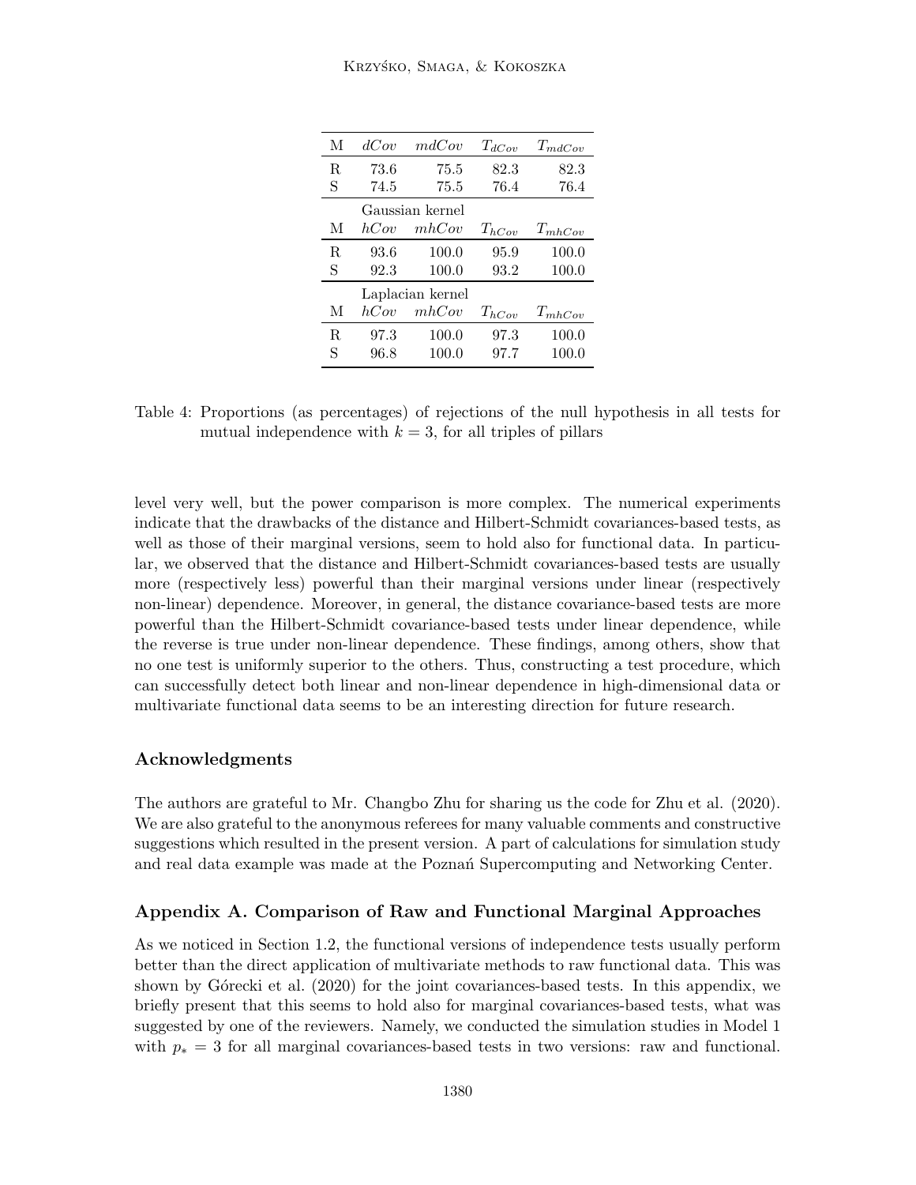| M | $dCov$ | $mdCov$ | $T_{dCov}$ | $T_{mdCov}$ |
|---|---|---|---|---|
| R | 73.6 | 75.5 | 82.3 | 82.3 |
| S | 74.5 | 75.5 | 76.4 | 76.4 |
| | Gaussian kernel | | | |
| M | $hCov$ | $mhCov$ | $T_{hCov}$ | $T_{mhCov}$ |
| R | 93.6 | 100.0 | 95.9 | 100.0 |
| S | 92.3 | 100.0 | 93.2 | 100.0 |
| | Laplacian kernel | | | |
| M | $hCov$ | $mhCov$ | $T_{hCov}$ | $T_{mhCov}$ |
| R | 97.3 | 100.0 | 97.3 | 100.0 |
| S | 96.8 | 100.0 | 97.7 | 100.0 |

Table 4: Proportions (as percentages) of rejections of the null hypothesis in all tests for mutual independence with $k = 3$, for all triples of pillars

level very well, but the power comparison is more complex. The numerical experiments indicate that the drawbacks of the distance and Hilbert-Schmidt covariances-based tests, as well as those of their marginal versions, seem to hold also for functional data. In particular, we observed that the distance and Hilbert-Schmidt covariances-based tests are usually more (respectively less) powerful than their marginal versions under linear (respectively non-linear) dependence. Moreover, in general, the distance covariance-based tests are more powerful than the Hilbert-Schmidt covariance-based tests under linear dependence, while the reverse is true under non-linear dependence. These findings, among others, show that no one test is uniformly superior to the others. Thus, constructing a test procedure, which can successfully detect both linear and non-linear dependence in high-dimensional data or multivariate functional data seems to be an interesting direction for future research.

### Acknowledgments

The authors are grateful to Mr. Changbo Zhu for sharing us the code for Zhu et al. (2020). We are also grateful to the anonymous referees for many valuable comments and constructive suggestions which resulted in the present version. A part of calculations for simulation study and real data example was made at the Poznań Supercomputing and Networking Center.

### Appendix A. Comparison of Raw and Functional Marginal Approaches

As we noticed in Section 1.2, the functional versions of independence tests usually perform better than the direct application of multivariate methods to raw functional data. This was shown by Górecki et al. (2020) for the joint covariances-based tests. In this appendix, we briefly present that this seems to hold also for marginal covariances-based tests, what was suggested by one of the reviewers. Namely, we conducted the simulation studies in Model 1 with $p_* = 3$ for all marginal covariances-based tests in two versions: raw and functional.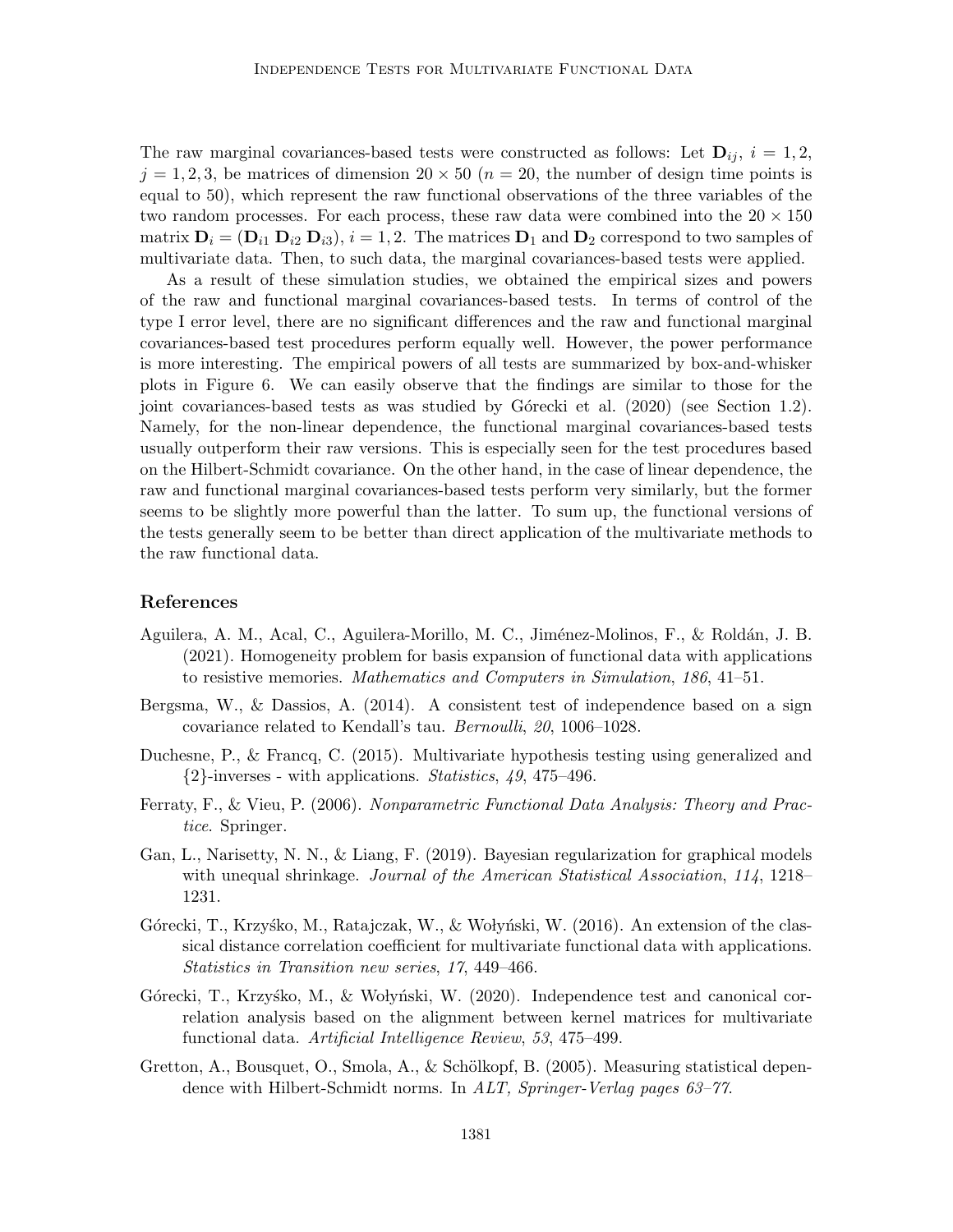The raw marginal covariances-based tests were constructed as follows: Let $\mathbf{D}_{ij}$, $i = 1, 2$, $j = 1, 2, 3$, be matrices of dimension $20 \times 50$ ($n = 20$, the number of design time points is equal to 50), which represent the raw functional observations of the three variables of the two random processes. For each process, these raw data were combined into the $20 \times 150$ matrix $\mathbf{D}_i = (\mathbf{D}_{i1}\ \mathbf{D}_{i2}\ \mathbf{D}_{i3})$, $i = 1, 2$. The matrices $\mathbf{D}_1$ and $\mathbf{D}_2$ correspond to two samples of multivariate data. Then, to such data, the marginal covariances-based tests were applied.

As a result of these simulation studies, we obtained the empirical sizes and powers of the raw and functional marginal covariances-based tests. In terms of control of the type I error level, there are no significant differences and the raw and functional marginal covariances-based test procedures perform equally well. However, the power performance is more interesting. The empirical powers of all tests are summarized by box-and-whisker plots in Figure 6. We can easily observe that the findings are similar to those for the joint covariances-based tests as was studied by Górecki et al. (2020) (see Section 1.2). Namely, for the non-linear dependence, the functional marginal covariances-based tests usually outperform their raw versions. This is especially seen for the test procedures based on the Hilbert-Schmidt covariance. On the other hand, in the case of linear dependence, the raw and functional marginal covariances-based tests perform very similarly, but the former seems to be slightly more powerful than the latter. To sum up, the functional versions of the tests generally seem to be better than direct application of the multivariate methods to the raw functional data.

## References

Aguilera, A. M., Acal, C., Aguilera-Morillo, M. C., Jiménez-Molinos, F., & Roldán, J. B. (2021). Homogeneity problem for basis expansion of functional data with applications to resistive memories. *Mathematics and Computers in Simulation*, *186*, 41–51.

Bergsma, W., & Dassios, A. (2014). A consistent test of independence based on a sign covariance related to Kendall's tau. *Bernoulli*, *20*, 1006–1028.

Duchesne, P., & Francq, C. (2015). Multivariate hypothesis testing using generalized and {2}-inverses - with applications. *Statistics*, *49*, 475–496.

Ferraty, F., & Vieu, P. (2006). *Nonparametric Functional Data Analysis: Theory and Practice*. Springer.

Gan, L., Narisetty, N. N., & Liang, F. (2019). Bayesian regularization for graphical models with unequal shrinkage. *Journal of the American Statistical Association*, *114*, 1218–1231.

Górecki, T., Krzyśko, M., Ratajczak, W., & Wołyński, W. (2016). An extension of the classical distance correlation coefficient for multivariate functional data with applications. *Statistics in Transition new series*, *17*, 449–466.

Górecki, T., Krzyśko, M., & Wołyński, W. (2020). Independence test and canonical correlation analysis based on the alignment between kernel matrices for multivariate functional data. *Artificial Intelligence Review*, *53*, 475–499.

Gretton, A., Bousquet, O., Smola, A., & Schölkopf, B. (2005). Measuring statistical dependence with Hilbert-Schmidt norms. In *ALT, Springer-Verlag pages 63–77*.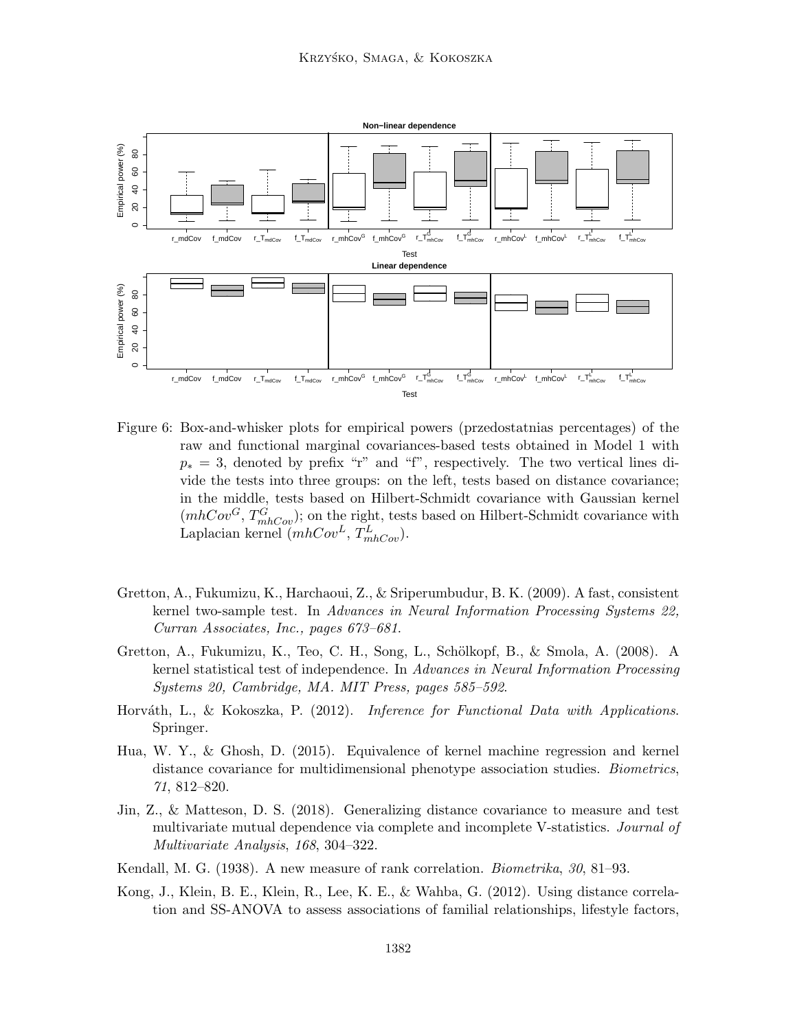Figure 6: Box-and-whisker plots for empirical powers (przedostatnias percentages) of the raw and functional marginal covariances-based tests obtained in Model 1 with $p_* = 3$, denoted by prefix "r" and "f", respectively. The two vertical lines divide the tests into three groups: on the left, tests based on distance covariance; in the middle, tests based on Hilbert-Schmidt covariance with Gaussian kernel ($mhCov^G$, $T^G_{mhCov}$); on the right, tests based on Hilbert-Schmidt covariance with Laplacian kernel ($mhCov^L$, $T^L_{mhCov}$).

Gretton, A., Fukumizu, K., Harchaoui, Z., & Sriperumbudur, B. K. (2009). A fast, consistent kernel two-sample test. In *Advances in Neural Information Processing Systems 22, Curran Associates, Inc., pages 673–681*.

Gretton, A., Fukumizu, K., Teo, C. H., Song, L., Schölkopf, B., & Smola, A. (2008). A kernel statistical test of independence. In *Advances in Neural Information Processing Systems 20, Cambridge, MA. MIT Press, pages 585–592*.

Horváth, L., & Kokoszka, P. (2012). *Inference for Functional Data with Applications*. Springer.

Hua, W. Y., & Ghosh, D. (2015). Equivalence of kernel machine regression and kernel distance covariance for multidimensional phenotype association studies. *Biometrics*, *71*, 812–820.

Jin, Z., & Matteson, D. S. (2018). Generalizing distance covariance to measure and test multivariate mutual dependence via complete and incomplete V-statistics. *Journal of Multivariate Analysis*, *168*, 304–322.

Kendall, M. G. (1938). A new measure of rank correlation. *Biometrika*, *30*, 81–93.

Kong, J., Klein, B. E., Klein, R., Lee, K. E., & Wahba, G. (2012). Using distance correlation and SS-ANOVA to assess associations of familial relationships, lifestyle factors,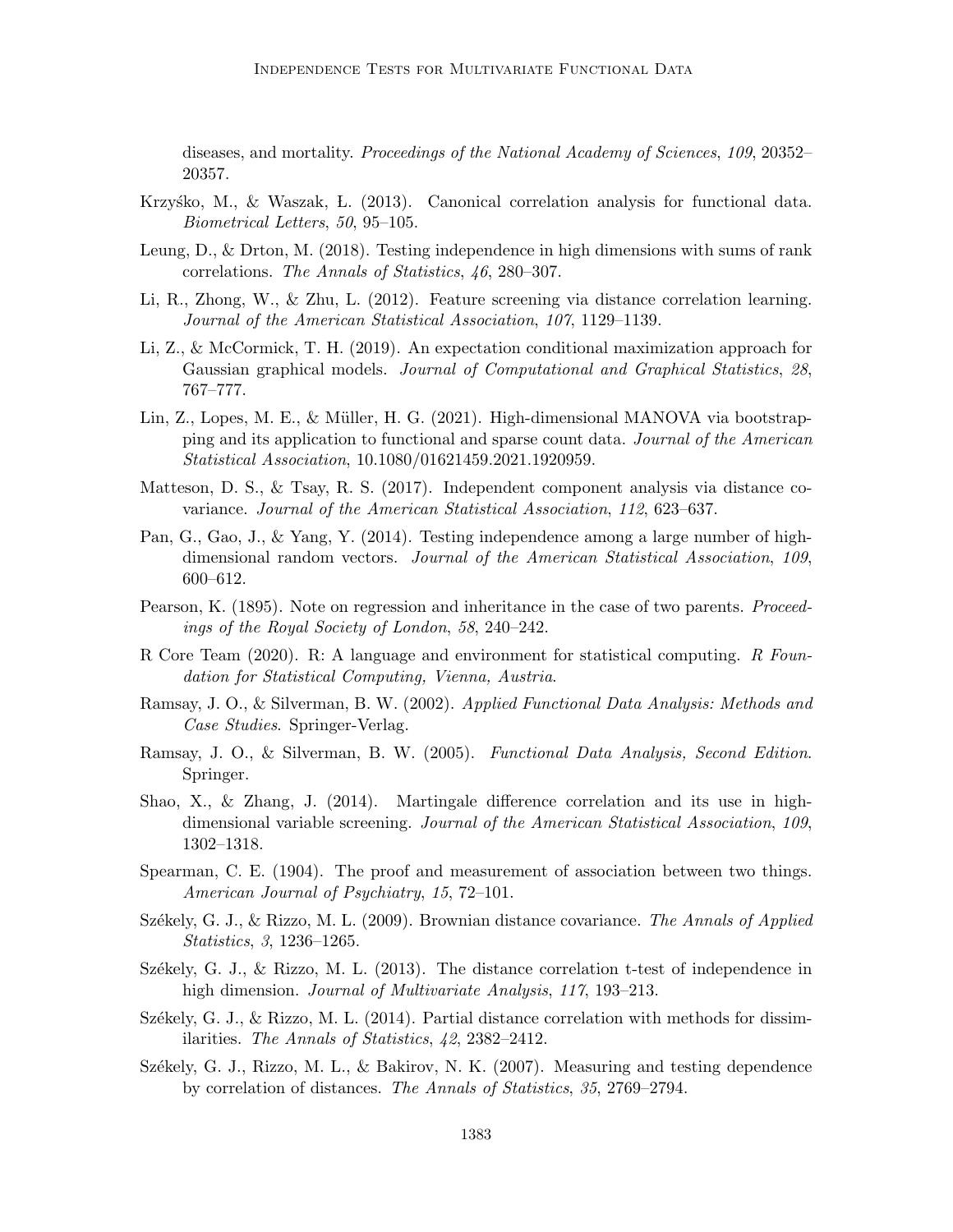diseases, and mortality. *Proceedings of the National Academy of Sciences*, *109*, 20352–20357.

Krzyśko, M., & Waszak, Ł. (2013). Canonical correlation analysis for functional data. *Biometrical Letters*, *50*, 95–105.

Leung, D., & Drton, M. (2018). Testing independence in high dimensions with sums of rank correlations. *The Annals of Statistics*, *46*, 280–307.

Li, R., Zhong, W., & Zhu, L. (2012). Feature screening via distance correlation learning. *Journal of the American Statistical Association*, *107*, 1129–1139.

Li, Z., & McCormick, T. H. (2019). An expectation conditional maximization approach for Gaussian graphical models. *Journal of Computational and Graphical Statistics*, *28*, 767–777.

Lin, Z., Lopes, M. E., & Müller, H. G. (2021). High-dimensional MANOVA via bootstrapping and its application to functional and sparse count data. *Journal of the American Statistical Association*, 10.1080/01621459.2021.1920959.

Matteson, D. S., & Tsay, R. S. (2017). Independent component analysis via distance covariance. *Journal of the American Statistical Association*, *112*, 623–637.

Pan, G., Gao, J., & Yang, Y. (2014). Testing independence among a large number of high-dimensional random vectors. *Journal of the American Statistical Association*, *109*, 600–612.

Pearson, K. (1895). Note on regression and inheritance in the case of two parents. *Proceedings of the Royal Society of London*, *58*, 240–242.

R Core Team (2020). R: A language and environment for statistical computing. *R Foundation for Statistical Computing, Vienna, Austria*.

Ramsay, J. O., & Silverman, B. W. (2002). *Applied Functional Data Analysis: Methods and Case Studies*. Springer-Verlag.

Ramsay, J. O., & Silverman, B. W. (2005). *Functional Data Analysis, Second Edition*. Springer.

Shao, X., & Zhang, J. (2014). Martingale difference correlation and its use in high-dimensional variable screening. *Journal of the American Statistical Association*, *109*, 1302–1318.

Spearman, C. E. (1904). The proof and measurement of association between two things. *American Journal of Psychiatry*, *15*, 72–101.

Székely, G. J., & Rizzo, M. L. (2009). Brownian distance covariance. *The Annals of Applied Statistics*, *3*, 1236–1265.

Székely, G. J., & Rizzo, M. L. (2013). The distance correlation t-test of independence in high dimension. *Journal of Multivariate Analysis*, *117*, 193–213.

Székely, G. J., & Rizzo, M. L. (2014). Partial distance correlation with methods for dissimilarities. *The Annals of Statistics*, *42*, 2382–2412.

Székely, G. J., Rizzo, M. L., & Bakirov, N. K. (2007). Measuring and testing dependence by correlation of distances. *The Annals of Statistics*, *35*, 2769–2794.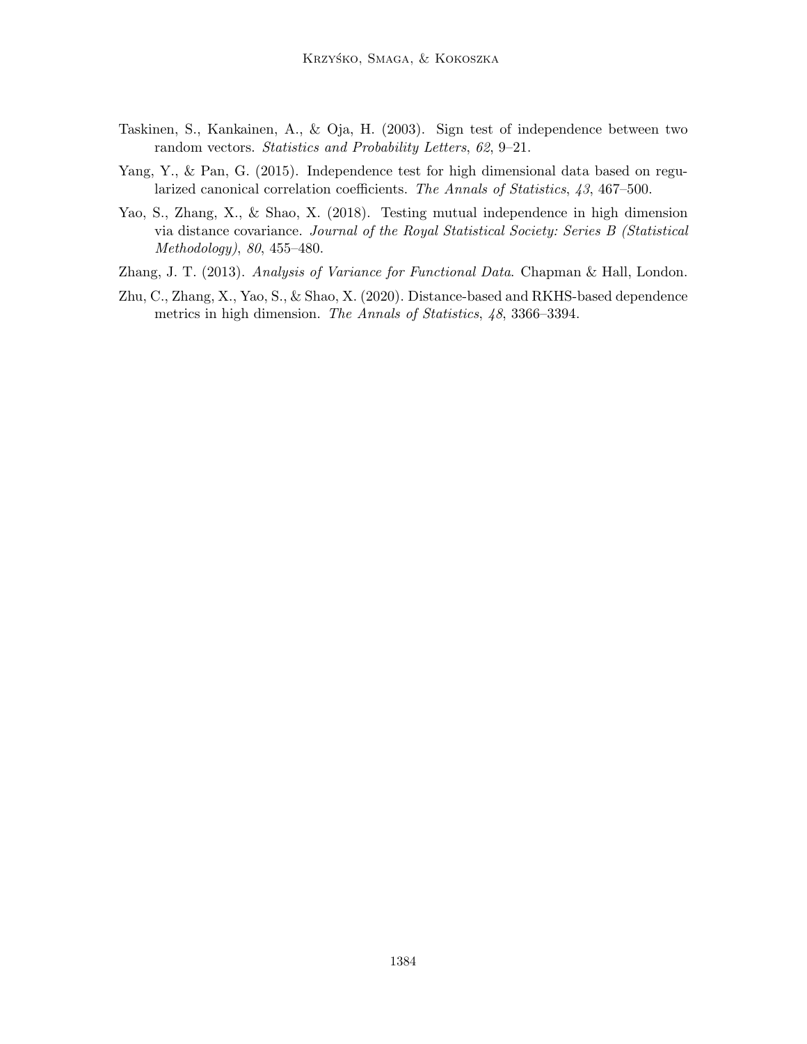Taskinen, S., Kankainen, A., & Oja, H. (2003). Sign test of independence between two random vectors. *Statistics and Probability Letters*, *62*, 9–21.

Yang, Y., & Pan, G. (2015). Independence test for high dimensional data based on regularized canonical correlation coefficients. *The Annals of Statistics*, *43*, 467–500.

Yao, S., Zhang, X., & Shao, X. (2018). Testing mutual independence in high dimension via distance covariance. *Journal of the Royal Statistical Society: Series B (Statistical Methodology)*, *80*, 455–480.

Zhang, J. T. (2013). *Analysis of Variance for Functional Data*. Chapman & Hall, London.

Zhu, C., Zhang, X., Yao, S., & Shao, X. (2020). Distance-based and RKHS-based dependence metrics in high dimension. *The Annals of Statistics*, *48*, 3366–3394.